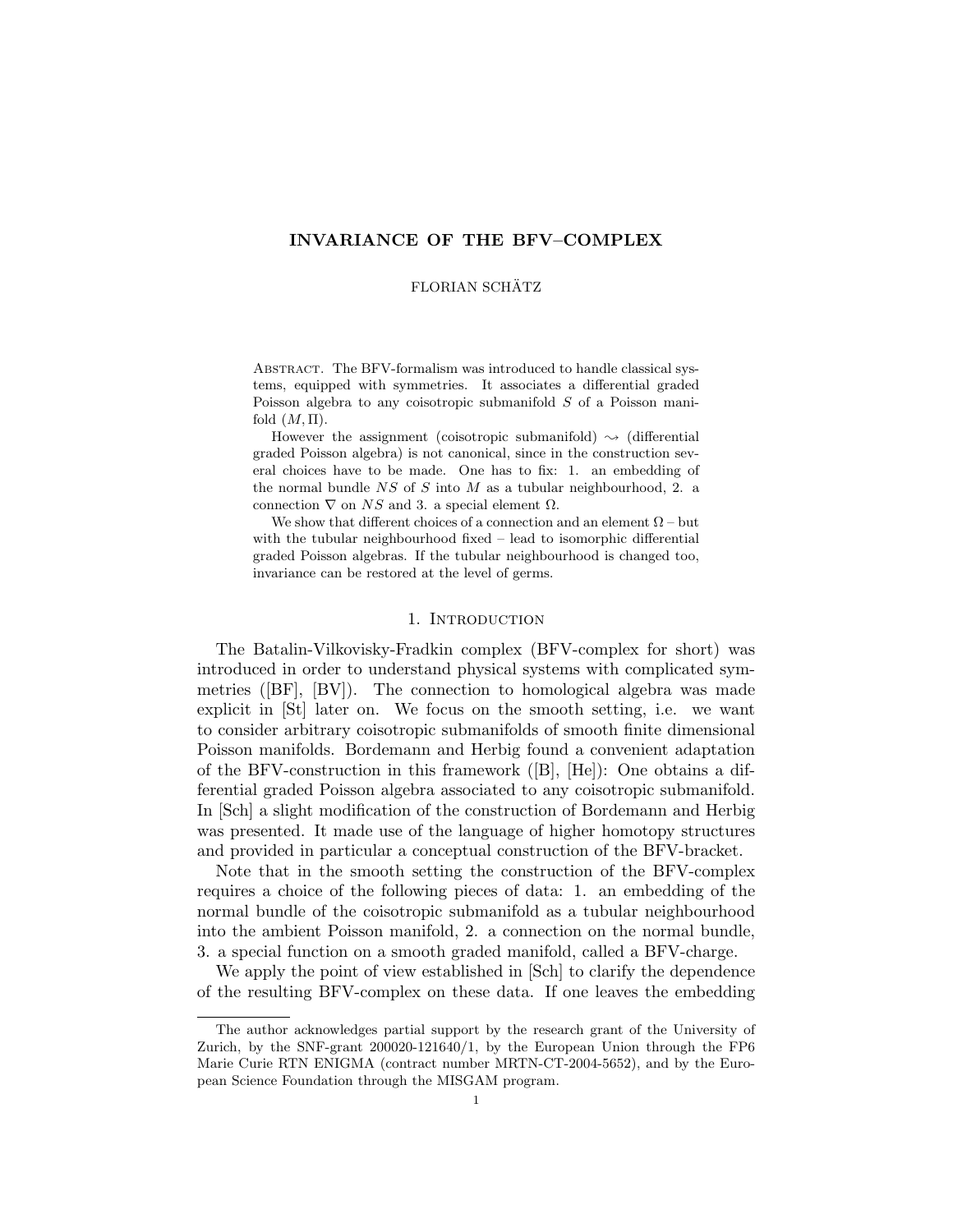# INVARIANCE OF THE BFV–COMPLEX

FLORIAN SCHÄTZ

Abstract. The BFV-formalism was introduced to handle classical systems, equipped with symmetries. It associates a differential graded Poisson algebra to any coisotropic submanifold $S$ of a Poisson manifold $(M, \Pi)$.

However the assignment (coisotropic submanifold) $\rightsquigarrow$ (differential graded Poisson algebra) is not canonical, since in the construction several choices have to be made. One has to fix: 1. an embedding of the normal bundle $NS$ of $S$ into $M$ as a tubular neighbourhood, 2. a connection $\nabla$ on $NS$ and 3. a special element $\Omega$.

We show that different choices of a connection and an element $\Omega$ – but with the tubular neighbourhood fixed – lead to isomorphic differential graded Poisson algebras. If the tubular neighbourhood is changed too, invariance can be restored at the level of germs.

## 1. Introduction

The Batalin-Vilkovisky-Fradkin complex (BFV-complex for short) was introduced in order to understand physical systems with complicated symmetries ([BF], [BV]). The connection to homological algebra was made explicit in [St] later on. We focus on the smooth setting, i.e. we want to consider arbitrary coisotropic submanifolds of smooth finite dimensional Poisson manifolds. Bordemann and Herbig found a convenient adaptation of the BFV-construction in this framework ([B], [He]): One obtains a differential graded Poisson algebra associated to any coisotropic submanifold. In [Sch] a slight modification of the construction of Bordemann and Herbig was presented. It made use of the language of higher homotopy structures and provided in particular a conceptual construction of the BFV-bracket.

Note that in the smooth setting the construction of the BFV-complex requires a choice of the following pieces of data: 1. an embedding of the normal bundle of the coisotropic submanifold as a tubular neighbourhood into the ambient Poisson manifold, 2. a connection on the normal bundle, 3. a special function on a smooth graded manifold, called a BFV-charge.

We apply the point of view established in [Sch] to clarify the dependence of the resulting BFV-complex on these data. If one leaves the embedding

The author acknowledges partial support by the research grant of the University of Zurich, by the SNF-grant 200020-121640/1, by the European Union through the FP6 Marie Curie RTN ENIGMA (contract number MRTN-CT-2004-5652), and by the European Science Foundation through the MISGAM program.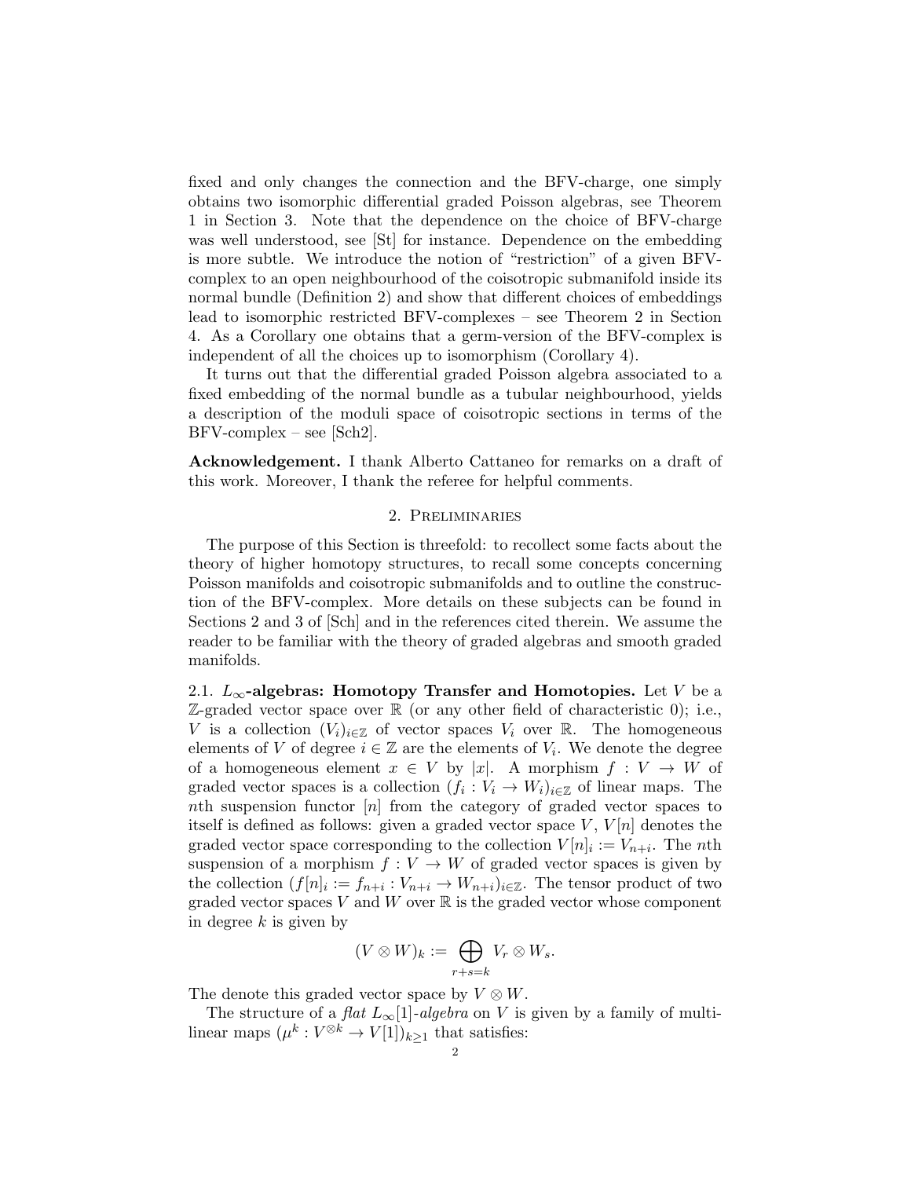fixed and only changes the connection and the BFV-charge, one simply obtains two isomorphic differential graded Poisson algebras, see Theorem 1 in Section 3. Note that the dependence on the choice of BFV-charge was well understood, see [St] for instance. Dependence on the embedding is more subtle. We introduce the notion of "restriction" of a given BFV-complex to an open neighbourhood of the coisotropic submanifold inside its normal bundle (Definition 2) and show that different choices of embeddings lead to isomorphic restricted BFV-complexes – see Theorem 2 in Section 4. As a Corollary one obtains that a germ-version of the BFV-complex is independent of all the choices up to isomorphism (Corollary 4).

It turns out that the differential graded Poisson algebra associated to a fixed embedding of the normal bundle as a tubular neighbourhood, yields a description of the moduli space of coisotropic sections in terms of the BFV-complex – see [Sch2].

**Acknowledgement.** I thank Alberto Cattaneo for remarks on a draft of this work. Moreover, I thank the referee for helpful comments.

## 2. Preliminaries

The purpose of this Section is threefold: to recollect some facts about the theory of higher homotopy structures, to recall some concepts concerning Poisson manifolds and coisotropic submanifolds and to outline the construction of the BFV-complex. More details on these subjects can be found in Sections 2 and 3 of [Sch] and in the references cited therein. We assume the reader to be familiar with the theory of graded algebras and smooth graded manifolds.

### 2.1. $L_\infty$-algebras: Homotopy Transfer and Homotopies.

Let $V$ be a $\mathbb{Z}$-graded vector space over $\mathbb{R}$ (or any other field of characteristic 0); i.e., $V$ is a collection $(V_i)_{i\in\mathbb{Z}}$ of vector spaces $V_i$ over $\mathbb{R}$. The homogeneous elements of $V$ of degree $i \in \mathbb{Z}$ are the elements of $V_i$. We denote the degree of a homogeneous element $x \in V$ by $|x|$. A morphism $f : V \to W$ of graded vector spaces is a collection $(f_i : V_i \to W_i)_{i\in\mathbb{Z}}$ of linear maps. The $n$th suspension functor $[n]$ from the category of graded vector spaces to itself is defined as follows: given a graded vector space $V$, $V[n]$ denotes the graded vector space corresponding to the collection $V[n]_i := V_{n+i}$. The $n$th suspension of a morphism $f : V \to W$ of graded vector spaces is given by the collection $(f[n]_i := f_{n+i} : V_{n+i} \to W_{n+i})_{i\in\mathbb{Z}}$. The tensor product of two graded vector spaces $V$ and $W$ over $\mathbb{R}$ is the graded vector whose component in degree $k$ is given by

$$(V \otimes W)_k := \bigoplus_{r+s=k} V_r \otimes W_s.$$

The denote this graded vector space by $V \otimes W$.

The structure of a *flat* $L_\infty[1]$-*algebra* on $V$ is given by a family of multilinear maps $(\mu^k : V^{\otimes k} \to V[1])_{k\geq 1}$ that satisfies: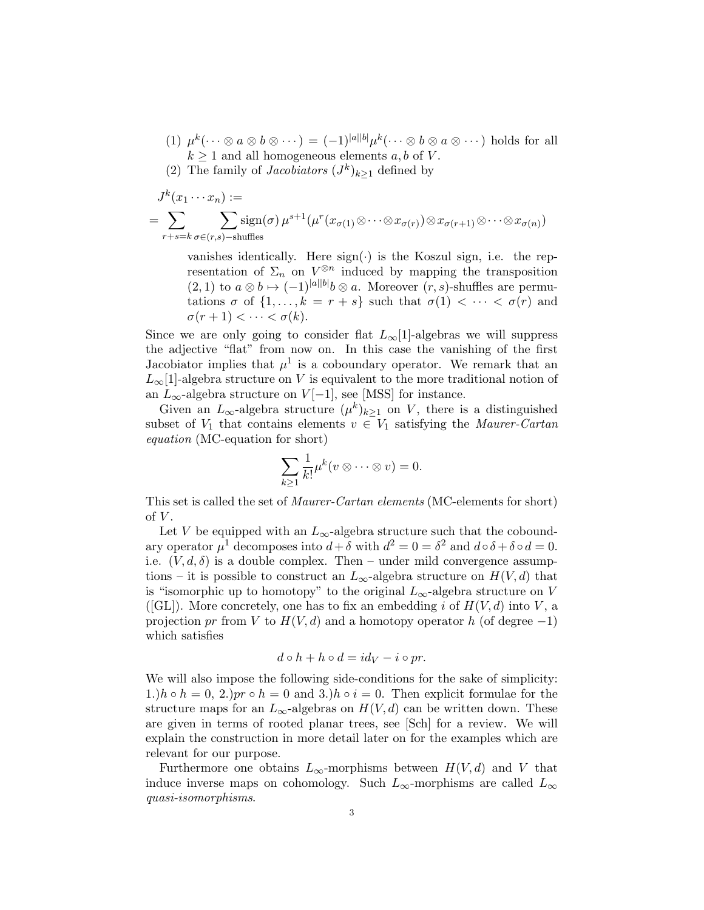(1) $\mu^k(\cdots \otimes a \otimes b \otimes \cdots) = (-1)^{|a||b|}\mu^k(\cdots \otimes b \otimes a \otimes \cdots)$ holds for all $k \geq 1$ and all homogeneous elements $a, b$ of $V$.

(2) The family of *Jacobiators* $(J^k)_{k\geq 1}$ defined by

$$J^k(x_1 \cdots x_n) :=$$
$$= \sum_{r+s=k} \sum_{\sigma \in (r,s)-\text{shuffles}} \text{sign}(\sigma)\, \mu^{s+1}(\mu^r(x_{\sigma(1)} \otimes \cdots \otimes x_{\sigma(r)}) \otimes x_{\sigma(r+1)} \otimes \cdots \otimes x_{\sigma(n)})$$

vanishes identically. Here $\text{sign}(\cdot)$ is the Koszul sign, i.e. the representation of $\Sigma_n$ on $V^{\otimes n}$ induced by mapping the transposition $(2,1)$ to $a \otimes b \mapsto (-1)^{|a||b|} b \otimes a$. Moreover $(r,s)$-shuffles are permutations $\sigma$ of $\{1, \ldots, k = r+s\}$ such that $\sigma(1) < \cdots < \sigma(r)$ and $\sigma(r+1) < \cdots < \sigma(k)$.

Since we are only going to consider flat $L_\infty[1]$-algebras we will suppress the adjective "flat" from now on. In this case the vanishing of the first Jacobiator implies that $\mu^1$ is a coboundary operator. We remark that an $L_\infty[1]$-algebra structure on $V$ is equivalent to the more traditional notion of an $L_\infty$-algebra structure on $V[-1]$, see [MSS] for instance.

Given an $L_\infty$-algebra structure $(\mu^k)_{k\geq 1}$ on $V$, there is a distinguished subset of $V_1$ that contains elements $v \in V_1$ satisfying the *Maurer-Cartan equation* (MC-equation for short)

$$\sum_{k\geq 1} \frac{1}{k!} \mu^k(v \otimes \cdots \otimes v) = 0.$$

This set is called the set of *Maurer-Cartan elements* (MC-elements for short) of $V$.

Let $V$ be equipped with an $L_\infty$-algebra structure such that the coboundary operator $\mu^1$ decomposes into $d + \delta$ with $d^2 = 0 = \delta^2$ and $d \circ \delta + \delta \circ d = 0$. i.e. $(V, d, \delta)$ is a double complex. Then – under mild convergence assumptions – it is possible to construct an $L_\infty$-algebra structure on $H(V, d)$ that is "isomorphic up to homotopy" to the original $L_\infty$-algebra structure on $V$ ([GL]). More concretely, one has to fix an embedding $i$ of $H(V, d)$ into $V$, a projection $pr$ from $V$ to $H(V, d)$ and a homotopy operator $h$ (of degree $-1$) which satisfies

$$d \circ h + h \circ d = id_V - i \circ pr.$$

We will also impose the following side-conditions for the sake of simplicity: 1.)$h \circ h = 0$, 2.)$pr \circ h = 0$ and 3.)$h \circ i = 0$. Then explicit formulae for the structure maps for an $L_\infty$-algebras on $H(V, d)$ can be written down. These are given in terms of rooted planar trees, see [Sch] for a review. We will explain the construction in more detail later on for the examples which are relevant for our purpose.

Furthermore one obtains $L_\infty$-morphisms between $H(V, d)$ and $V$ that induce inverse maps on cohomology. Such $L_\infty$-morphisms are called $L_\infty$ *quasi-isomorphisms*.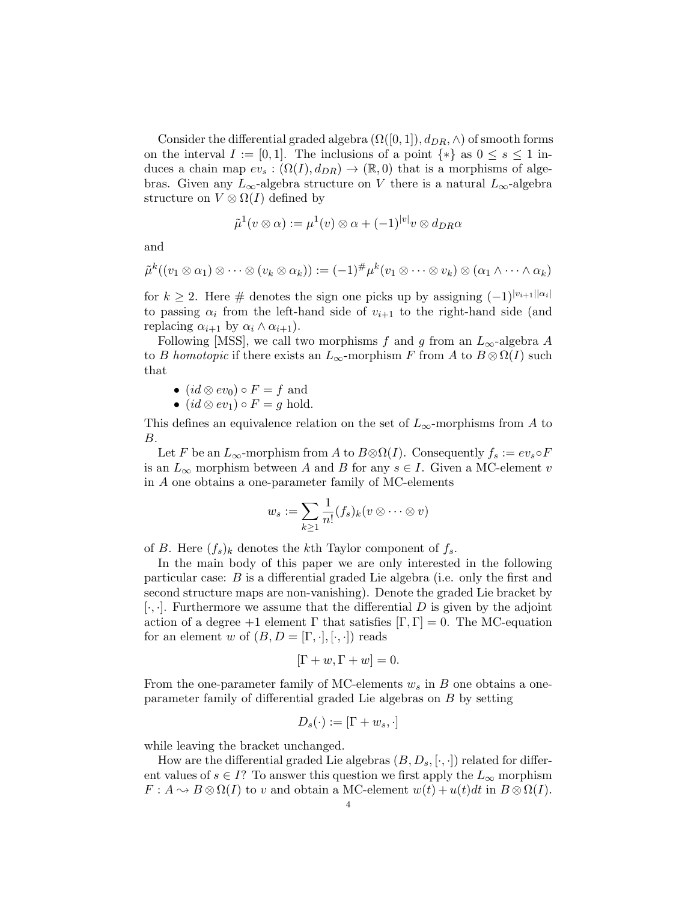Consider the differential graded algebra $(\Omega([0,1]), d_{DR}, \wedge)$ of smooth forms on the interval $I := [0,1]$. The inclusions of a point $\{*\}$ as $0 \leq s \leq 1$ induces a chain map $ev_s : (\Omega(I), d_{DR}) \to (\mathbb{R}, 0)$ that is a morphisms of algebras. Given any $L_\infty$-algebra structure on $V$ there is a natural $L_\infty$-algebra structure on $V \otimes \Omega(I)$ defined by

$$\tilde{\mu}^1(v \otimes \alpha) := \mu^1(v) \otimes \alpha + (-1)^{|v|} v \otimes d_{DR}\alpha$$

and

$$\tilde{\mu}^k((v_1 \otimes \alpha_1) \otimes \cdots \otimes (v_k \otimes \alpha_k)) := (-1)^{\#} \mu^k(v_1 \otimes \cdots \otimes v_k) \otimes (\alpha_1 \wedge \cdots \wedge \alpha_k)$$

for $k \geq 2$. Here $\#$ denotes the sign one picks up by assigning $(-1)^{|v_{i+1}||\alpha_i|}$ to passing $\alpha_i$ from the left-hand side of $v_{i+1}$ to the right-hand side (and replacing $\alpha_{i+1}$ by $\alpha_i \wedge \alpha_{i+1}$).

Following [MSS], we call two morphisms $f$ and $g$ from an $L_\infty$-algebra $A$ to $B$ *homotopic* if there exists an $L_\infty$-morphism $F$ from $A$ to $B \otimes \Omega(I)$ such that

- $(id \otimes ev_0) \circ F = f$ and
- $(id \otimes ev_1) \circ F = g$ hold.

This defines an equivalence relation on the set of $L_\infty$-morphisms from $A$ to $B$.

Let $F$ be an $L_\infty$-morphism from $A$ to $B \otimes \Omega(I)$. Consequently $f_s := ev_s \circ F$ is an $L_\infty$ morphism between $A$ and $B$ for any $s \in I$. Given a MC-element $v$ in $A$ one obtains a one-parameter family of MC-elements

$$w_s := \sum_{k \geq 1} \frac{1}{n!} (f_s)_k (v \otimes \cdots \otimes v)$$

of $B$. Here $(f_s)_k$ denotes the $k$th Taylor component of $f_s$.

In the main body of this paper we are only interested in the following particular case: $B$ is a differential graded Lie algebra (i.e. only the first and second structure maps are non-vanishing). Denote the graded Lie bracket by $[\cdot,\cdot]$. Furthermore we assume that the differential $D$ is given by the adjoint action of a degree $+1$ element $\Gamma$ that satisfies $[\Gamma, \Gamma] = 0$. The MC-equation for an element $w$ of $(B, D = [\Gamma, \cdot], [\cdot,\cdot])$ reads

$$[\Gamma + w, \Gamma + w] = 0.$$

From the one-parameter family of MC-elements $w_s$ in $B$ one obtains a one-parameter family of differential graded Lie algebras on $B$ by setting

$$D_s(\cdot) := [\Gamma + w_s, \cdot]$$

while leaving the bracket unchanged.

How are the differential graded Lie algebras $(B, D_s, [\cdot,\cdot])$ related for different values of $s \in I$? To answer this question we first apply the $L_\infty$ morphism $F : A \rightsquigarrow B \otimes \Omega(I)$ to $v$ and obtain a MC-element $w(t) + u(t)dt$ in $B \otimes \Omega(I)$.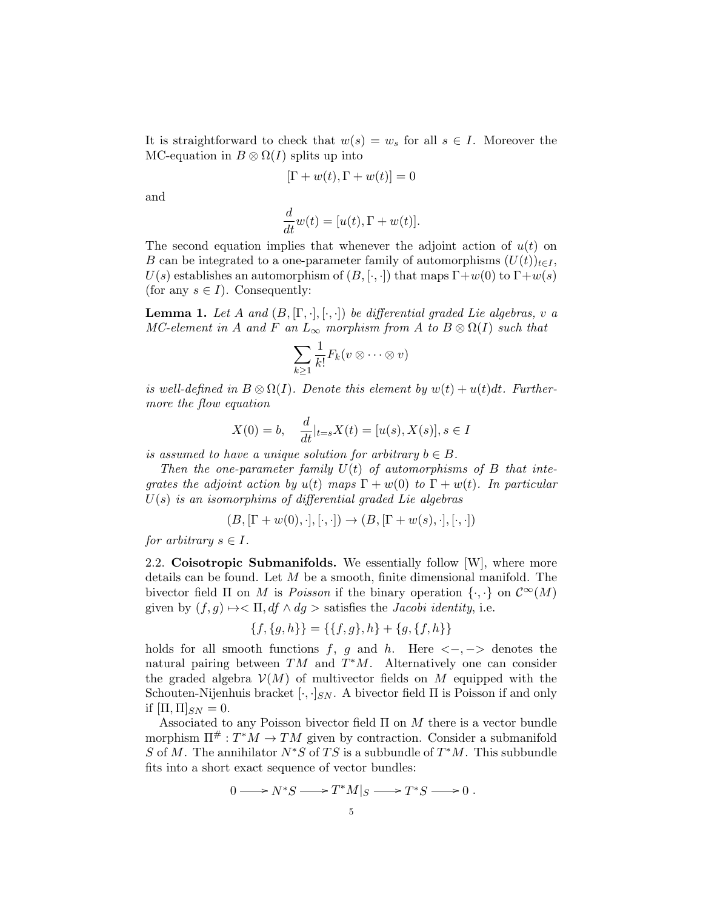It is straightforward to check that $w(s) = w_s$ for all $s \in I$. Moreover the MC-equation in $B \otimes \Omega(I)$ splits up into

$$[\Gamma + w(t), \Gamma + w(t)] = 0$$

and

$$\frac{d}{dt} w(t) = [u(t), \Gamma + w(t)].$$

The second equation implies that whenever the adjoint action of $u(t)$ on $B$ can be integrated to a one-parameter family of automorphisms $(U(t))_{t \in I}$, $U(s)$ establishes an automorphism of $(B, [\cdot,\cdot])$ that maps $\Gamma + w(0)$ to $\Gamma + w(s)$ (for any $s \in I$). Consequently:

**Lemma 1.** *Let $A$ and $(B, [\Gamma, \cdot], [\cdot,\cdot])$ be differential graded Lie algebras, $v$ a MC-element in $A$ and $F$ an $L_\infty$ morphism from $A$ to $B \otimes \Omega(I)$ such that*

$$\sum_{k \geq 1} \frac{1}{k!} F_k(v \otimes \cdots \otimes v)$$

*is well-defined in $B \otimes \Omega(I)$. Denote this element by $w(t) + u(t)dt$. Furthermore the flow equation*

$$X(0) = b, \quad \frac{d}{dt}|_{t=s} X(t) = [u(s), X(s)], s \in I$$

*is assumed to have a unique solution for arbitrary $b \in B$.*

*Then the one-parameter family $U(t)$ of automorphisms of $B$ that integrates the adjoint action by $u(t)$ maps $\Gamma + w(0)$ to $\Gamma + w(t)$. In particular $U(s)$ is an isomorphims of differential graded Lie algebras*

$$(B, [\Gamma + w(0), \cdot], [\cdot,\cdot]) \to (B, [\Gamma + w(s), \cdot], [\cdot,\cdot])$$

*for arbitrary $s \in I$.*

2.2. **Coisotropic Submanifolds.** We essentially follow [W], where more details can be found. Let $M$ be a smooth, finite dimensional manifold. The bivector field $\Pi$ on $M$ is *Poisson* if the binary operation $\{\cdot,\cdot\}$ on $\mathcal{C}^\infty(M)$ given by $(f, g) \mapsto < \Pi, df \wedge dg >$ satisfies the *Jacobi identity*, i.e.

$$\{f, \{g, h\}\} = \{\{f, g\}, h\} + \{g, \{f, h\}\}$$

holds for all smooth functions $f$, $g$ and $h$. Here $<-,->$ denotes the natural pairing between $TM$ and $T^*M$. Alternatively one can consider the graded algebra $\mathcal{V}(M)$ of multivector fields on $M$ equipped with the Schouten-Nijenhuis bracket $[\cdot,\cdot]_{SN}$. A bivector field $\Pi$ is Poisson if and only if $[\Pi, \Pi]_{SN} = 0$.

Associated to any Poisson bivector field $\Pi$ on $M$ there is a vector bundle morphism $\Pi^\# : T^*M \to TM$ given by contraction. Consider a submanifold $S$ of $M$. The annihilator $N^*S$ of $TS$ is a subbundle of $T^*M$. This subbundle fits into a short exact sequence of vector bundles:

$$0 \longrightarrow N^*S \longrightarrow T^*M|_S \longrightarrow T^*S \longrightarrow 0\ .$$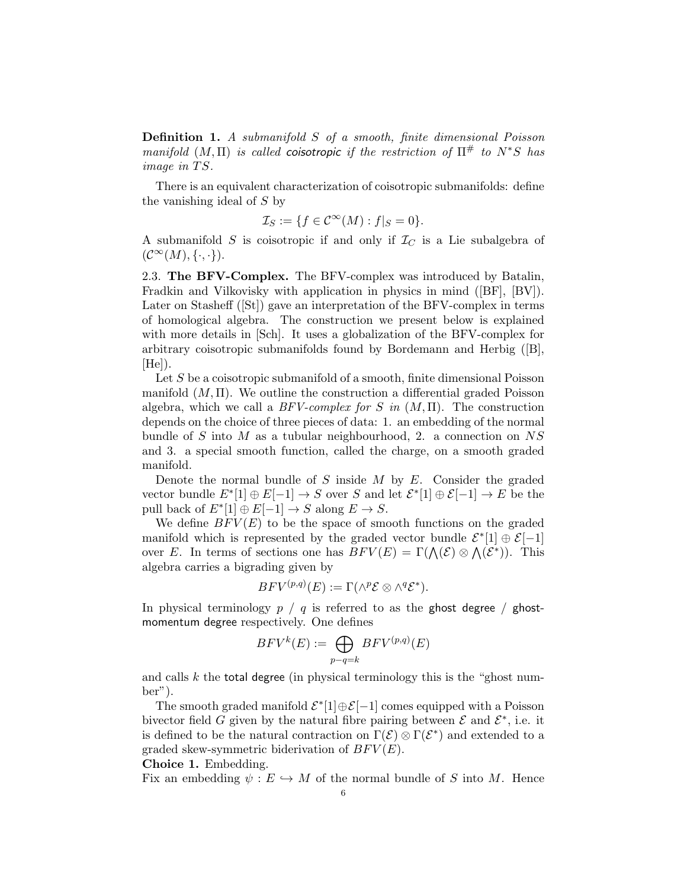**Definition 1.** *A submanifold $S$ of a smooth, finite dimensional Poisson manifold $(M, \Pi)$ is called* coisotropic *if the restriction of $\Pi^\#$ to $N^*S$ has image in $TS$.*

There is an equivalent characterization of coisotropic submanifolds: define the vanishing ideal of $S$ by

$$\mathcal{I}_S := \{f \in \mathcal{C}^\infty(M) : f|_S = 0\}.$$

A submanifold $S$ is coisotropic if and only if $\mathcal{I}_C$ is a Lie subalgebra of $(\mathcal{C}^\infty(M), \{\cdot, \cdot\})$.

2.3. **The BFV-Complex.** The BFV-complex was introduced by Batalin, Fradkin and Vilkovisky with application in physics in mind ([BF], [BV]). Later on Stasheff ([St]) gave an interpretation of the BFV-complex in terms of homological algebra. The construction we present below is explained with more details in [Sch]. It uses a globalization of the BFV-complex for arbitrary coisotropic submanifolds found by Bordemann and Herbig ([B], [He]).

Let $S$ be a coisotropic submanifold of a smooth, finite dimensional Poisson manifold $(M, \Pi)$. We outline the construction a differential graded Poisson algebra, which we call a *BFV-complex for $S$ in $(M, \Pi)$*. The construction depends on the choice of three pieces of data: 1. an embedding of the normal bundle of $S$ into $M$ as a tubular neighbourhood, 2. a connection on $NS$ and 3. a special smooth function, called the charge, on a smooth graded manifold.

Denote the normal bundle of $S$ inside $M$ by $E$. Consider the graded vector bundle $E^*[1] \oplus E[-1] \to S$ over $S$ and let $\mathcal{E}^*[1] \oplus \mathcal{E}[-1] \to E$ be the pull back of $E^*[1] \oplus E[-1] \to S$ along $E \to S$.

We define $BFV(E)$ to be the space of smooth functions on the graded manifold which is represented by the graded vector bundle $\mathcal{E}^*[1] \oplus \mathcal{E}[-1]$ over $E$. In terms of sections one has $BFV(E) = \Gamma(\bigwedge(\mathcal{E}) \otimes \bigwedge(\mathcal{E}^*))$. This algebra carries a bigrading given by

$$BFV^{(p,q)}(E) := \Gamma(\wedge^p \mathcal{E} \otimes \wedge^q \mathcal{E}^*).$$

In physical terminology $p$ / $q$ is referred to as the ghost degree / ghost-momentum degree respectively. One defines

$$BFV^k(E) := \bigoplus_{p-q=k} BFV^{(p,q)}(E)$$

and calls $k$ the total degree (in physical terminology this is the "ghost number").

The smooth graded manifold $\mathcal{E}^*[1] \oplus \mathcal{E}[-1]$ comes equipped with a Poisson bivector field $G$ given by the natural fibre pairing between $\mathcal{E}$ and $\mathcal{E}^*$, i.e. it is defined to be the natural contraction on $\Gamma(\mathcal{E}) \otimes \Gamma(\mathcal{E}^*)$ and extended to a graded skew-symmetric biderivation of $BFV(E)$.

**Choice 1.** Embedding.

Fix an embedding $\psi : E \hookrightarrow M$ of the normal bundle of $S$ into $M$. Hence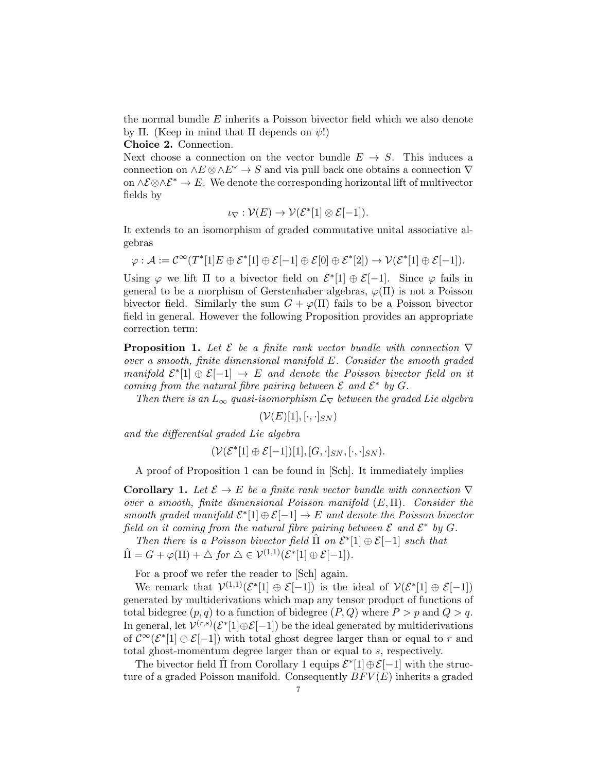the normal bundle $E$ inherits a Poisson bivector field which we also denote by $\Pi$. (Keep in mind that $\Pi$ depends on $\psi$!)

**Choice 2.** Connection.

Next choose a connection on the vector bundle $E \to S$. This induces a connection on $\wedge E \otimes \wedge E^* \to S$ and via pull back one obtains a connection $\nabla$ on $\wedge \mathcal{E} \otimes \wedge \mathcal{E}^* \to E$. We denote the corresponding horizontal lift of multivector fields by

$$\iota_\nabla : \mathcal{V}(E) \to \mathcal{V}(\mathcal{E}^*[1] \otimes \mathcal{E}[-1]).$$

It extends to an isomorphism of graded commutative unital associative algebras

$$\varphi : \mathcal{A} := \mathcal{C}^\infty(T^*[1]E \oplus \mathcal{E}^*[1] \oplus \mathcal{E}[-1] \oplus \mathcal{E}[0] \oplus \mathcal{E}^*[2]) \to \mathcal{V}(\mathcal{E}^*[1] \oplus \mathcal{E}[-1]).$$

Using $\varphi$ we lift $\Pi$ to a bivector field on $\mathcal{E}^*[1] \oplus \mathcal{E}[-1]$. Since $\varphi$ fails in general to be a morphism of Gerstenhaber algebras, $\varphi(\Pi)$ is not a Poisson bivector field. Similarly the sum $G + \varphi(\Pi)$ fails to be a Poisson bivector field in general. However the following Proposition provides an appropriate correction term:

**Proposition 1.** *Let $\mathcal{E}$ be a finite rank vector bundle with connection $\nabla$ over a smooth, finite dimensional manifold $E$. Consider the smooth graded manifold $\mathcal{E}^*[1] \oplus \mathcal{E}[-1] \to E$ and denote the Poisson bivector field on it coming from the natural fibre pairing between $\mathcal{E}$ and $\mathcal{E}^*$ by $G$.*

*Then there is an $L_\infty$ quasi-isomorphism $\mathcal{L}_\nabla$ between the graded Lie algebra*

$$(\mathcal{V}(E)[1], [\cdot,\cdot]_{SN})$$

*and the differential graded Lie algebra*

$$(\mathcal{V}(\mathcal{E}^*[1] \oplus \mathcal{E}[-1])[1], [G,\cdot]_{SN}, [\cdot,\cdot]_{SN}).$$

A proof of Proposition 1 can be found in [Sch]. It immediately implies

**Corollary 1.** *Let $\mathcal{E} \to E$ be a finite rank vector bundle with connection $\nabla$ over a smooth, finite dimensional Poisson manifold $(E, \Pi)$. Consider the smooth graded manifold $\mathcal{E}^*[1] \oplus \mathcal{E}[-1] \to E$ and denote the Poisson bivector field on it coming from the natural fibre pairing between $\mathcal{E}$ and $\mathcal{E}^*$ by $G$.*

*Then there is a Poisson bivector field $\hat{\Pi}$ on $\mathcal{E}^*[1] \oplus \mathcal{E}[-1]$ such that $\hat{\Pi} = G + \varphi(\Pi) + \triangle$ for $\triangle \in \mathcal{V}^{(1,1)}(\mathcal{E}^*[1] \oplus \mathcal{E}[-1])$.*

For a proof we refer the reader to [Sch] again.

We remark that $\mathcal{V}^{(1,1)}(\mathcal{E}^*[1] \oplus \mathcal{E}[-1])$ is the ideal of $\mathcal{V}(\mathcal{E}^*[1] \oplus \mathcal{E}[-1])$ generated by multiderivations which map any tensor product of functions of total bidegree $(p, q)$ to a function of bidegree $(P, Q)$ where $P > p$ and $Q > q$. In general, let $\mathcal{V}^{(r,s)}(\mathcal{E}^*[1] \oplus \mathcal{E}[-1])$ be the ideal generated by multiderivations of $\mathcal{C}^\infty(\mathcal{E}^*[1] \oplus \mathcal{E}[-1])$ with total ghost degree larger than or equal to $r$ and total ghost-momentum degree larger than or equal to $s$, respectively.

The bivector field $\hat{\Pi}$ from Corollary 1 equips $\mathcal{E}^*[1] \oplus \mathcal{E}[-1]$ with the structure of a graded Poisson manifold. Consequently $BFV(E)$ inherits a graded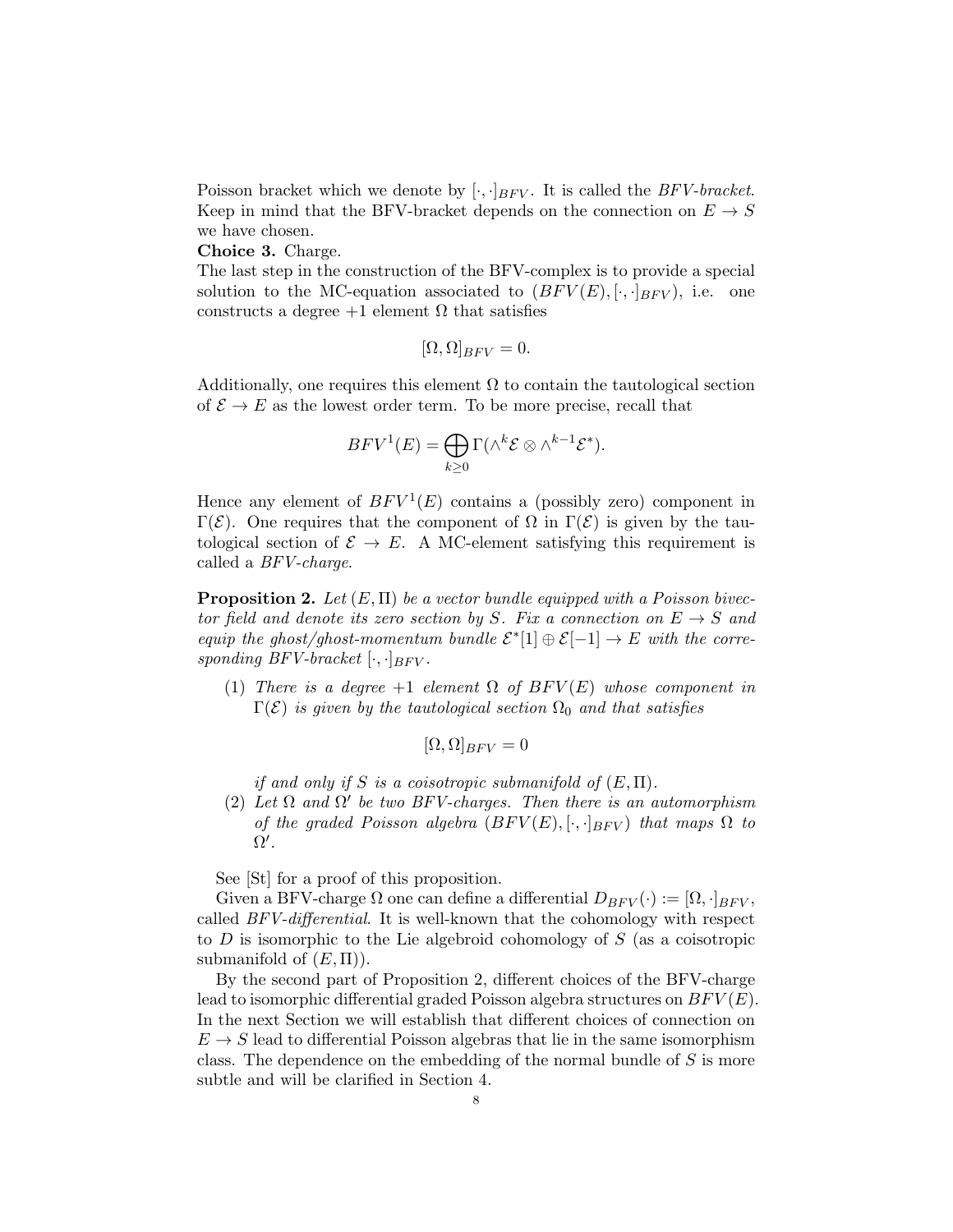Poisson bracket which we denote by $[\cdot,\cdot]_{BFV}$. It is called the *BFV-bracket*. Keep in mind that the BFV-bracket depends on the connection on $E \to S$ we have chosen.

**Choice 3.** Charge.
The last step in the construction of the BFV-complex is to provide a special solution to the MC-equation associated to $(BFV(E), [\cdot,\cdot]_{BFV})$, i.e. one constructs a degree $+1$ element $\Omega$ that satisfies

$$[\Omega, \Omega]_{BFV} = 0.$$

Additionally, one requires this element $\Omega$ to contain the tautological section of $\mathcal{E} \to E$ as the lowest order term. To be more precise, recall that

$$BFV^1(E) = \bigoplus_{k \geq 0} \Gamma(\wedge^k \mathcal{E} \otimes \wedge^{k-1} \mathcal{E}^*).$$

Hence any element of $BFV^1(E)$ contains a (possibly zero) component in $\Gamma(\mathcal{E})$. One requires that the component of $\Omega$ in $\Gamma(\mathcal{E})$ is given by the tautological section of $\mathcal{E} \to E$. A MC-element satisfying this requirement is called a *BFV-charge*.

**Proposition 2.** *Let $(E, \Pi)$ be a vector bundle equipped with a Poisson bivector field and denote its zero section by $S$. Fix a connection on $E \to S$ and equip the ghost/ghost-momentum bundle $\mathcal{E}^*[1] \oplus \mathcal{E}[-1] \to E$ with the corresponding BFV-bracket $[\cdot,\cdot]_{BFV}$.*

1. *There is a degree $+1$ element $\Omega$ of $BFV(E)$ whose component in $\Gamma(\mathcal{E})$ is given by the tautological section $\Omega_0$ and that satisfies*

$$[\Omega, \Omega]_{BFV} = 0$$

   *if and only if $S$ is a coisotropic submanifold of $(E, \Pi)$.*
2. *Let $\Omega$ and $\Omega'$ be two BFV-charges. Then there is an automorphism of the graded Poisson algebra $(BFV(E), [\cdot,\cdot]_{BFV})$ that maps $\Omega$ to $\Omega'$.*

See [St] for a proof of this proposition.

Given a BFV-charge $\Omega$ one can define a differential $D_{BFV}(\cdot) := [\Omega, \cdot]_{BFV}$, called *BFV-differential*. It is well-known that the cohomology with respect to $D$ is isomorphic to the Lie algebroid cohomology of $S$ (as a coisotropic submanifold of $(E, \Pi)$).

By the second part of Proposition 2, different choices of the BFV-charge lead to isomorphic differential graded Poisson algebra structures on $BFV(E)$. In the next Section we will establish that different choices of connection on $E \to S$ lead to differential Poisson algebras that lie in the same isomorphism class. The dependence on the embedding of the normal bundle of $S$ is more subtle and will be clarified in Section 4.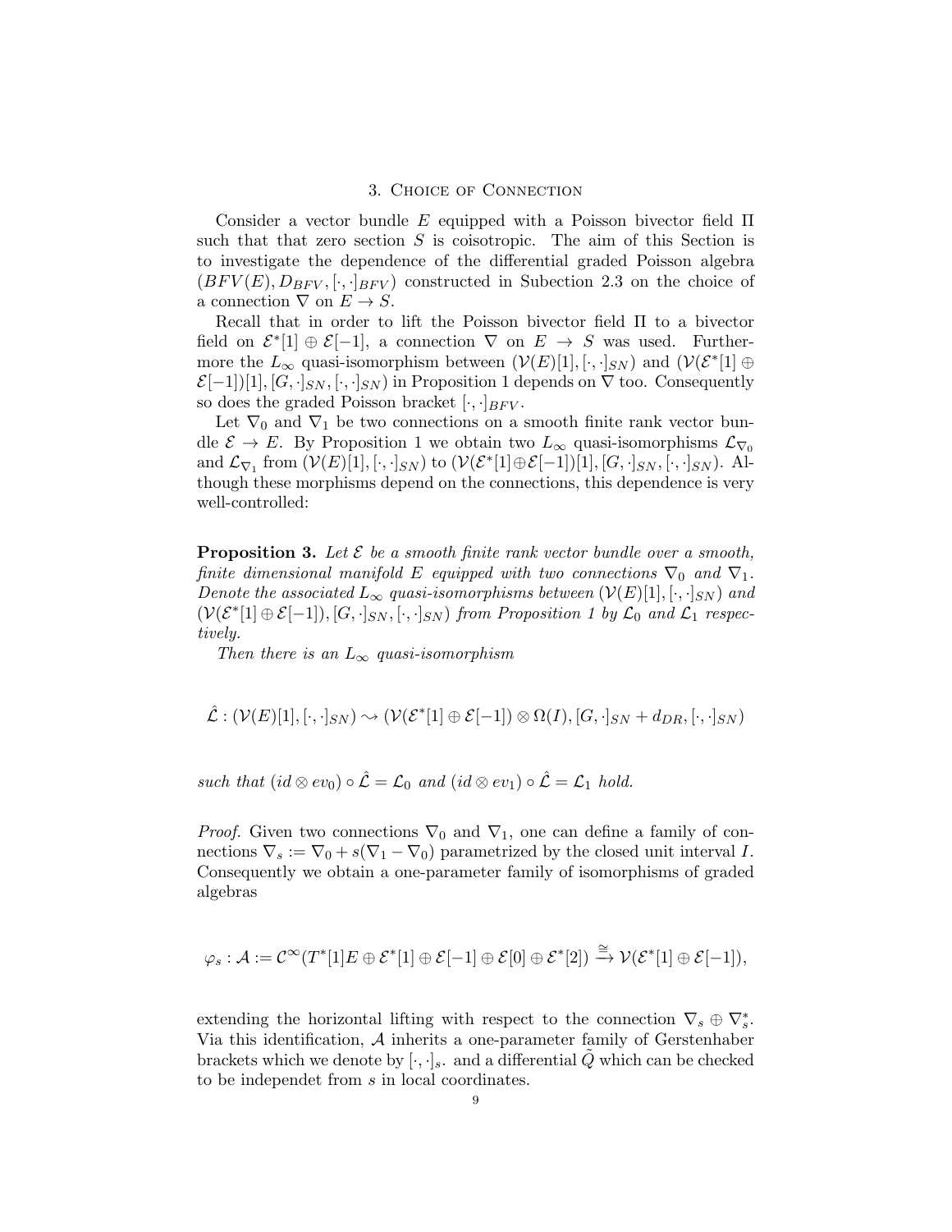## 3. Choice of Connection

Consider a vector bundle $E$ equipped with a Poisson bivector field $\Pi$ such that that zero section $S$ is coisotropic. The aim of this Section is to investigate the dependence of the differential graded Poisson algebra $(BFV(E), D_{BFV}, [\cdot,\cdot]_{BFV})$ constructed in Subection 2.3 on the choice of a connection $\nabla$ on $E \to S$.

Recall that in order to lift the Poisson bivector field $\Pi$ to a bivector field on $\mathcal{E}^*[1] \oplus \mathcal{E}[-1]$, a connection $\nabla$ on $E \to S$ was used. Furthermore the $L_\infty$ quasi-isomorphism between $(\mathcal{V}(E)[1], [\cdot,\cdot]_{SN})$ and $(\mathcal{V}(\mathcal{E}^*[1] \oplus \mathcal{E}[-1])[1], [G,\cdot]_{SN}, [\cdot,\cdot]_{SN})$ in Proposition 1 depends on $\nabla$ too. Consequently so does the graded Poisson bracket $[\cdot,\cdot]_{BFV}$.

Let $\nabla_0$ and $\nabla_1$ be two connections on a smooth finite rank vector bundle $\mathcal{E} \to E$. By Proposition 1 we obtain two $L_\infty$ quasi-isomorphisms $\mathcal{L}_{\nabla_0}$ and $\mathcal{L}_{\nabla_1}$ from $(\mathcal{V}(E)[1], [\cdot,\cdot]_{SN})$ to $(\mathcal{V}(\mathcal{E}^*[1] \oplus \mathcal{E}[-1])[1], [G,\cdot]_{SN}, [\cdot,\cdot]_{SN})$. Although these morphisms depend on the connections, this dependence is very well-controlled:

**Proposition 3.** *Let $\mathcal{E}$ be a smooth finite rank vector bundle over a smooth, finite dimensional manifold $E$ equipped with two connections $\nabla_0$ and $\nabla_1$. Denote the associated $L_\infty$ quasi-isomorphisms between $(\mathcal{V}(E)[1], [\cdot,\cdot]_{SN})$ and $(\mathcal{V}(\mathcal{E}^*[1] \oplus \mathcal{E}[-1]), [G,\cdot]_{SN}, [\cdot,\cdot]_{SN})$ from Proposition 1 by $\mathcal{L}_0$ and $\mathcal{L}_1$ respectively.*

*Then there is an $L_\infty$ quasi-isomorphism*

$$\hat{\mathcal{L}} : (\mathcal{V}(E)[1], [\cdot,\cdot]_{SN}) \rightsquigarrow (\mathcal{V}(\mathcal{E}^*[1] \oplus \mathcal{E}[-1]) \otimes \Omega(I), [G,\cdot]_{SN} + d_{DR}, [\cdot,\cdot]_{SN})$$

*such that $(id \otimes ev_0) \circ \hat{\mathcal{L}} = \mathcal{L}_0$ and $(id \otimes ev_1) \circ \hat{\mathcal{L}} = \mathcal{L}_1$ hold.*

*Proof.* Given two connections $\nabla_0$ and $\nabla_1$, one can define a family of connections $\nabla_s := \nabla_0 + s(\nabla_1 - \nabla_0)$ parametrized by the closed unit interval $I$. Consequently we obtain a one-parameter family of isomorphisms of graded algebras

$$\varphi_s : \mathcal{A} := \mathcal{C}^\infty(T^*[1]E \oplus \mathcal{E}^*[1] \oplus \mathcal{E}[-1] \oplus \mathcal{E}[0] \oplus \mathcal{E}^*[2]) \xrightarrow{\cong} \mathcal{V}(\mathcal{E}^*[1] \oplus \mathcal{E}[-1]),$$

extending the horizontal lifting with respect to the connection $\nabla_s \oplus \nabla_s^*$. Via this identification, $\mathcal{A}$ inherits a one-parameter family of Gerstenhaber brackets which we denote by $[\cdot,\cdot]_s$. and a differential $\tilde{Q}$ which can be checked to be independet from $s$ in local coordinates.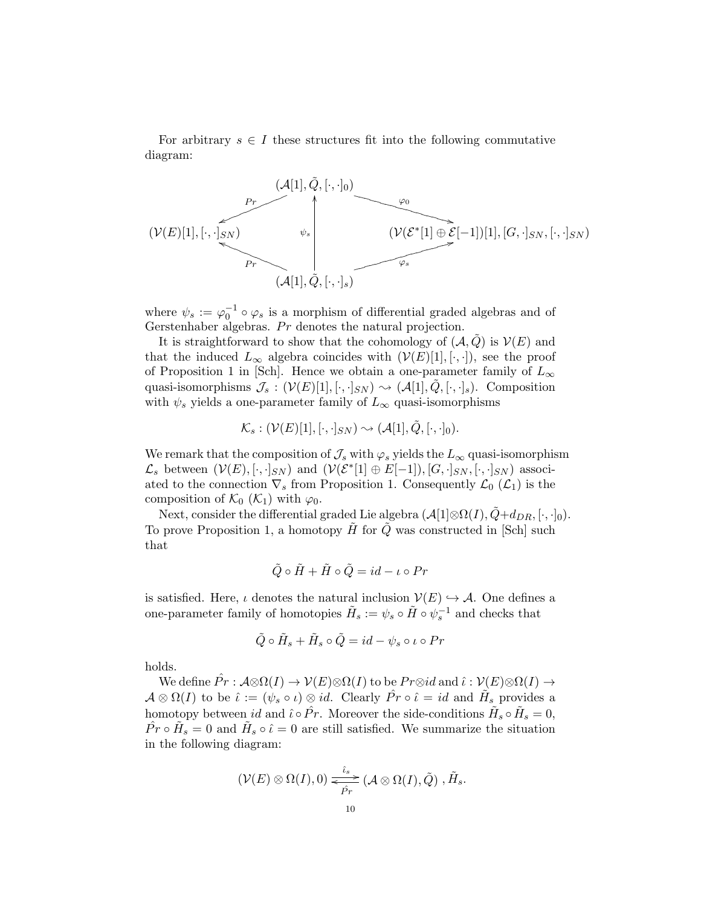For arbitrary $s \in I$ these structures fit into the following commutative diagram:

$$
\begin{array}{ccccc}
 & & (\mathcal{A}[1], \tilde{Q}, [\cdot,\cdot]_0) & & \\
 & \overset{Pr}{\swarrow} & & \overset{\varphi_0}{\searrow} & \\
(\mathcal{V}(E)[1], [\cdot,\cdot]_{SN}) & & \uparrow \psi_s & & (\mathcal{V}(\mathcal{E}^*[1] \oplus \mathcal{E}[-1])[1], [G,\cdot]_{SN}, [\cdot,\cdot]_{SN}) \\
 & \underset{Pr}{\nwarrow} & & \underset{\varphi_s}{\nearrow} & \\
 & & (\mathcal{A}[1], \tilde{Q}, [\cdot,\cdot]_s) & &
\end{array}
$$

where $\psi_s := \varphi_0^{-1} \circ \varphi_s$ is a morphism of differential graded algebras and of Gerstenhaber algebras. $Pr$ denotes the natural projection.

It is straightforward to show that the cohomology of $(\mathcal{A}, \tilde{Q})$ is $\mathcal{V}(E)$ and that the induced $L_\infty$ algebra coincides with $(\mathcal{V}(E)[1], [\cdot,\cdot])$, see the proof of Proposition 1 in [Sch]. Hence we obtain a one-parameter family of $L_\infty$ quasi-isomorphisms $\mathcal{J}_s : (\mathcal{V}(E)[1], [\cdot,\cdot]_{SN}) \rightsquigarrow (\mathcal{A}[1], \tilde{Q}, [\cdot,\cdot]_s)$. Composition with $\psi_s$ yields a one-parameter family of $L_\infty$ quasi-isomorphisms

$$\mathcal{K}_s : (\mathcal{V}(E)[1], [\cdot,\cdot]_{SN}) \rightsquigarrow (\mathcal{A}[1], \tilde{Q}, [\cdot,\cdot]_0).$$

We remark that the composition of $\mathcal{J}_s$ with $\varphi_s$ yields the $L_\infty$ quasi-isomorphism $\mathcal{L}_s$ between $(\mathcal{V}(E), [\cdot,\cdot]_{SN})$ and $(\mathcal{V}(\mathcal{E}^*[1] \oplus E[-1]), [G,\cdot]_{SN}, [\cdot,\cdot]_{SN})$ associated to the connection $\nabla_s$ from Proposition 1. Consequently $\mathcal{L}_0$ ($\mathcal{L}_1$) is the composition of $\mathcal{K}_0$ ($\mathcal{K}_1$) with $\varphi_0$.

Next, consider the differential graded Lie algebra $(\mathcal{A}[1] \otimes \Omega(I), \tilde{Q} + d_{DR}, [\cdot,\cdot]_0)$. To prove Proposition 1, a homotopy $\tilde{H}$ for $\tilde{Q}$ was constructed in [Sch] such that

$$\tilde{Q} \circ \tilde{H} + \tilde{H} \circ \tilde{Q} = id - \iota \circ Pr$$

is satisfied. Here, $\iota$ denotes the natural inclusion $\mathcal{V}(E) \hookrightarrow \mathcal{A}$. One defines a one-parameter family of homotopies $\tilde{H}_s := \psi_s \circ \tilde{H} \circ \psi_s^{-1}$ and checks that

$$\tilde{Q} \circ \tilde{H}_s + \tilde{H}_s \circ \tilde{Q} = id - \psi_s \circ \iota \circ Pr$$

holds.

We define $\hat{Pr} : \mathcal{A} \otimes \Omega(I) \to \mathcal{V}(E) \otimes \Omega(I)$ to be $Pr \otimes id$ and $\hat{\iota} : \mathcal{V}(E) \otimes \Omega(I) \to \mathcal{A} \otimes \Omega(I)$ to be $\hat{\iota} := (\psi_s \circ \iota) \otimes id$. Clearly $\hat{Pr} \circ \hat{\iota} = id$ and $\tilde{H}_s$ provides a homotopy between $id$ and $\hat{\iota} \circ \hat{Pr}$. Moreover the side-conditions $\tilde{H}_s \circ \tilde{H}_s = 0$, $\hat{Pr} \circ \tilde{H}_s = 0$ and $\tilde{H}_s \circ \hat{\iota} = 0$ are still satisfied. We summarize the situation in the following diagram:

$$(\mathcal{V}(E) \otimes \Omega(I), 0) \underset{\hat{Pr}}{\overset{\hat{\iota}_s}{\rightleftarrows}} (\mathcal{A} \otimes \Omega(I), \tilde{Q})\ , \tilde{H}_s.$$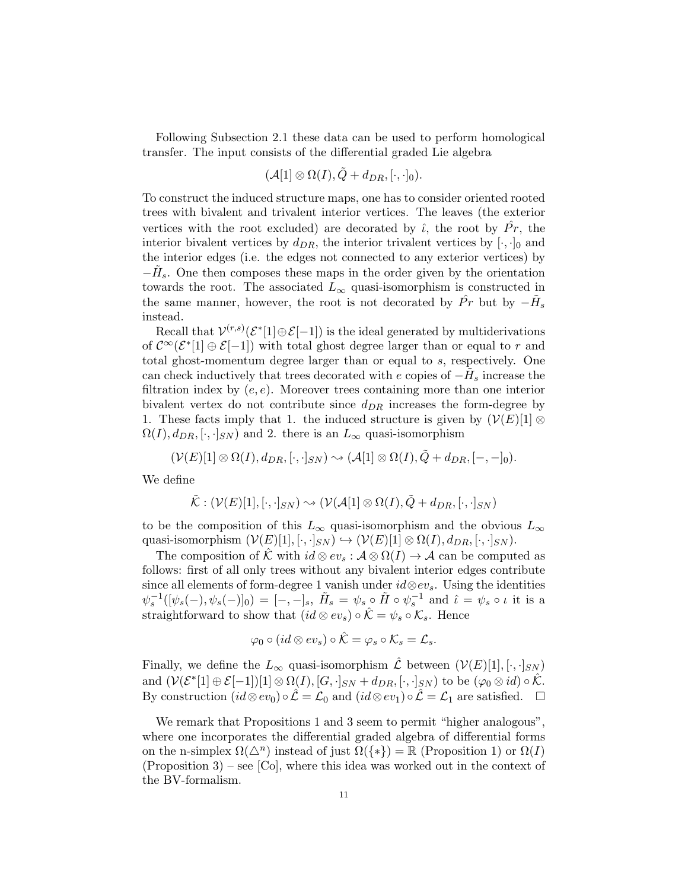Following Subsection 2.1 these data can be used to perform homological transfer. The input consists of the differential graded Lie algebra

$$(\mathcal{A}[1] \otimes \Omega(I), \tilde{Q} + d_{DR}, [\cdot, \cdot]_0).$$

To construct the induced structure maps, one has to consider oriented rooted trees with bivalent and trivalent interior vertices. The leaves (the exterior vertices with the root excluded) are decorated by $\hat{\iota}$, the root by $\hat{Pr}$, the interior bivalent vertices by $d_{DR}$, the interior trivalent vertices by $[\cdot, \cdot]_0$ and the interior edges (i.e. the edges not connected to any exterior vertices) by $-\tilde{H}_s$. One then composes these maps in the order given by the orientation towards the root. The associated $L_\infty$ quasi-isomorphism is constructed in the same manner, however, the root is not decorated by $\hat{Pr}$ but by $-\tilde{H}_s$ instead.

Recall that $\mathcal{V}^{(r,s)}(\mathcal{E}^*[1] \oplus \mathcal{E}[-1])$ is the ideal generated by multiderivations of $\mathcal{C}^\infty(\mathcal{E}^*[1] \oplus \mathcal{E}[-1])$ with total ghost degree larger than or equal to $r$ and total ghost-momentum degree larger than or equal to $s$, respectively. One can check inductively that trees decorated with $e$ copies of $-\tilde{H}_s$ increase the filtration index by $(e, e)$. Moreover trees containing more than one interior bivalent vertex do not contribute since $d_{DR}$ increases the form-degree by 1. These facts imply that 1. the induced structure is given by $(\mathcal{V}(E)[1] \otimes \Omega(I), d_{DR}, [\cdot, \cdot]_{SN})$ and 2. there is an $L_\infty$ quasi-isomorphism

$$(\mathcal{V}(E)[1] \otimes \Omega(I), d_{DR}, [\cdot, \cdot]_{SN}) \rightsquigarrow (\mathcal{A}[1] \otimes \Omega(I), \tilde{Q} + d_{DR}, [-, -]_0).$$

We define

$$\tilde{\mathcal{K}} : (\mathcal{V}(E)[1], [\cdot, \cdot]_{SN}) \rightsquigarrow (\mathcal{V}(\mathcal{A}[1] \otimes \Omega(I), \tilde{Q} + d_{DR}, [\cdot, \cdot]_{SN})$$

to be the composition of this $L_\infty$ quasi-isomorphism and the obvious $L_\infty$ quasi-isomorphism $(\mathcal{V}(E)[1], [\cdot, \cdot]_{SN}) \hookrightarrow (\mathcal{V}(E)[1] \otimes \Omega(I), d_{DR}, [\cdot, \cdot]_{SN})$.

The composition of $\hat{\mathcal{K}}$ with $id \otimes ev_s : \mathcal{A} \otimes \Omega(I) \to \mathcal{A}$ can be computed as follows: first of all only trees without any bivalent interior edges contribute since all elements of form-degree 1 vanish under $id \otimes ev_s$. Using the identities $\psi_s^{-1}([\psi_s(-), \psi_s(-)]_0) = [-, -]_s$, $\tilde{H}_s = \psi_s \circ \tilde{H} \circ \psi_s^{-1}$ and $\hat{\iota} = \psi_s \circ \iota$ it is a straightforward to show that $(id \otimes ev_s) \circ \hat{\mathcal{K}} = \psi_s \circ \mathcal{K}_s$. Hence

$$\varphi_0 \circ (id \otimes ev_s) \circ \hat{\mathcal{K}} = \varphi_s \circ \mathcal{K}_s = \mathcal{L}_s.$$

Finally, we define the $L_\infty$ quasi-isomorphism $\hat{\mathcal{L}}$ between $(\mathcal{V}(E)[1], [\cdot, \cdot]_{SN})$ and $(\mathcal{V}(\mathcal{E}^*[1] \oplus \mathcal{E}[-1])[1] \otimes \Omega(I), [G, \cdot]_{SN} + d_{DR}, [\cdot, \cdot]_{SN})$ to be $(\varphi_0 \otimes id) \circ \hat{\mathcal{K}}$. By construction $(id \otimes ev_0) \circ \hat{\mathcal{L}} = \mathcal{L}_0$ and $(id \otimes ev_1) \circ \hat{\mathcal{L}} = \mathcal{L}_1$ are satisfied. $\square$

We remark that Propositions 1 and 3 seem to permit "higher analogous", where one incorporates the differential graded algebra of differential forms on the n-simplex $\Omega(\triangle^n)$ instead of just $\Omega(\{*\}) = \mathbb{R}$ (Proposition 1) or $\Omega(I)$ (Proposition 3) – see [Co], where this idea was worked out in the context of the BV-formalism.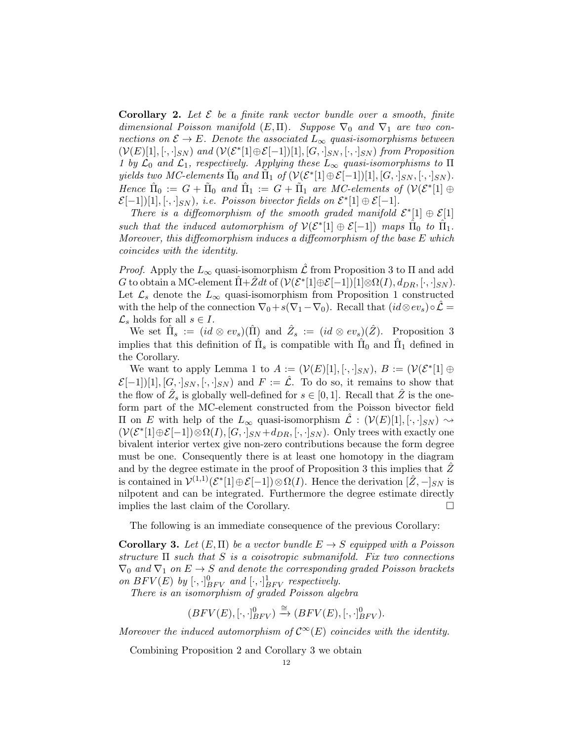**Corollary 2.** *Let $\mathcal{E}$ be a finite rank vector bundle over a smooth, finite dimensional Poisson manifold $(E, \Pi)$. Suppose $\nabla_0$ and $\nabla_1$ are two connections on $\mathcal{E} \to E$. Denote the associated $L_\infty$ quasi-isomorphisms between $(\mathcal{V}(E)[1], [\cdot,\cdot]_{SN})$ and $(\mathcal{V}(\mathcal{E}^*[1] \oplus \mathcal{E}[-1])[1], [G, \cdot]_{SN}, [\cdot,\cdot]_{SN})$ from Proposition 1 by $\mathcal{L}_0$ and $\mathcal{L}_1$, respectively. Applying these $L_\infty$ quasi-isomorphisms to $\Pi$ yields two MC-elements $\tilde{\Pi}_0$ and $\tilde{\Pi}_1$ of $(\mathcal{V}(\mathcal{E}^*[1] \oplus \mathcal{E}[-1])[1], [G, \cdot]_{SN}, [\cdot,\cdot]_{SN})$. Hence $\hat{\Pi}_0 := G + \tilde{\Pi}_0$ and $\hat{\Pi}_1 := G + \tilde{\Pi}_1$ are MC-elements of $(\mathcal{V}(\mathcal{E}^*[1] \oplus \mathcal{E}[-1])[1], [\cdot,\cdot]_{SN})$, i.e. Poisson bivector fields on $\mathcal{E}^*[1] \oplus \mathcal{E}[-1]$.*

*There is a diffeomorphism of the smooth graded manifold $\mathcal{E}^*[1] \oplus \mathcal{E}[1]$ such that the induced automorphism of $\mathcal{V}(\mathcal{E}^*[1] \oplus \mathcal{E}[-1])$ maps $\hat{\Pi}_0$ to $\hat{\Pi}_1$. Moreover, this diffeomorphism induces a diffeomorphism of the base $E$ which coincides with the identity.*

*Proof.* Apply the $L_\infty$ quasi-isomorphism $\hat{\mathcal{L}}$ from Proposition 3 to $\Pi$ and add $G$ to obtain a MC-element $\hat{\Pi} + \hat{Z}dt$ of $(\mathcal{V}(\mathcal{E}^*[1] \oplus \mathcal{E}[-1])[1] \otimes \Omega(I), d_{DR}, [\cdot,\cdot]_{SN})$. Let $\mathcal{L}_s$ denote the $L_\infty$ quasi-isomorphism from Proposition 1 constructed with the help of the connection $\nabla_0 + s(\nabla_1 - \nabla_0)$. Recall that $(id \otimes ev_s) \circ \hat{\mathcal{L}} = \mathcal{L}_s$ holds for all $s \in I$.

We set $\hat{\Pi}_s := (id \otimes ev_s)(\hat{\Pi})$ and $\hat{Z}_s := (id \otimes ev_s)(\hat{Z})$. Proposition 3 implies that this definition of $\hat{\Pi}_s$ is compatible with $\hat{\Pi}_0$ and $\hat{\Pi}_1$ defined in the Corollary.

We want to apply Lemma 1 to $A := (\mathcal{V}(E)[1], [\cdot,\cdot]_{SN})$, $B := (\mathcal{V}(\mathcal{E}^*[1] \oplus \mathcal{E}[-1])[1], [G, \cdot]_{SN}, [\cdot,\cdot]_{SN})$ and $F := \hat{\mathcal{L}}$. To do so, it remains to show that the flow of $\hat{Z}_s$ is globally well-defined for $s \in [0,1]$. Recall that $\hat{Z}$ is the one-form part of the MC-element constructed from the Poisson bivector field $\Pi$ on $E$ with help of the $L_\infty$ quasi-isomorphism $\hat{\mathcal{L}} : (\mathcal{V}(E)[1], [\cdot,\cdot]_{SN}) \rightsquigarrow (\mathcal{V}(\mathcal{E}^*[1] \oplus \mathcal{E}[-1]) \otimes \Omega(I), [G, \cdot]_{SN} + d_{DR}, [\cdot,\cdot]_{SN})$. Only trees with exactly one bivalent interior vertex give non-zero contributions because the form degree must be one. Consequently there is at least one homotopy in the diagram and by the degree estimate in the proof of Proposition 3 this implies that $\hat{Z}$ is contained in $\mathcal{V}^{(1,1)}(\mathcal{E}^*[1] \oplus \mathcal{E}[-1]) \otimes \Omega(I)$. Hence the derivation $[\hat{Z}, -]_{SN}$ is nilpotent and can be integrated. Furthermore the degree estimate directly implies the last claim of the Corollary. $\square$

The following is an immediate consequence of the previous Corollary:

**Corollary 3.** *Let $(E, \Pi)$ be a vector bundle $E \to S$ equipped with a Poisson structure $\Pi$ such that $S$ is a coisotropic submanifold. Fix two connections $\nabla_0$ and $\nabla_1$ on $E \to S$ and denote the corresponding graded Poisson brackets on $BFV(E)$ by $[\cdot,\cdot]^0_{BFV}$ and $[\cdot,\cdot]^1_{BFV}$ respectively.*

*There is an isomorphism of graded Poisson algebra*

$$(BFV(E), [\cdot,\cdot]^0_{BFV}) \xrightarrow{\cong} (BFV(E), [\cdot,\cdot]^0_{BFV}).$$

*Moreover the induced automorphism of $\mathcal{C}^\infty(E)$ coincides with the identity.*

Combining Proposition 2 and Corollary 3 we obtain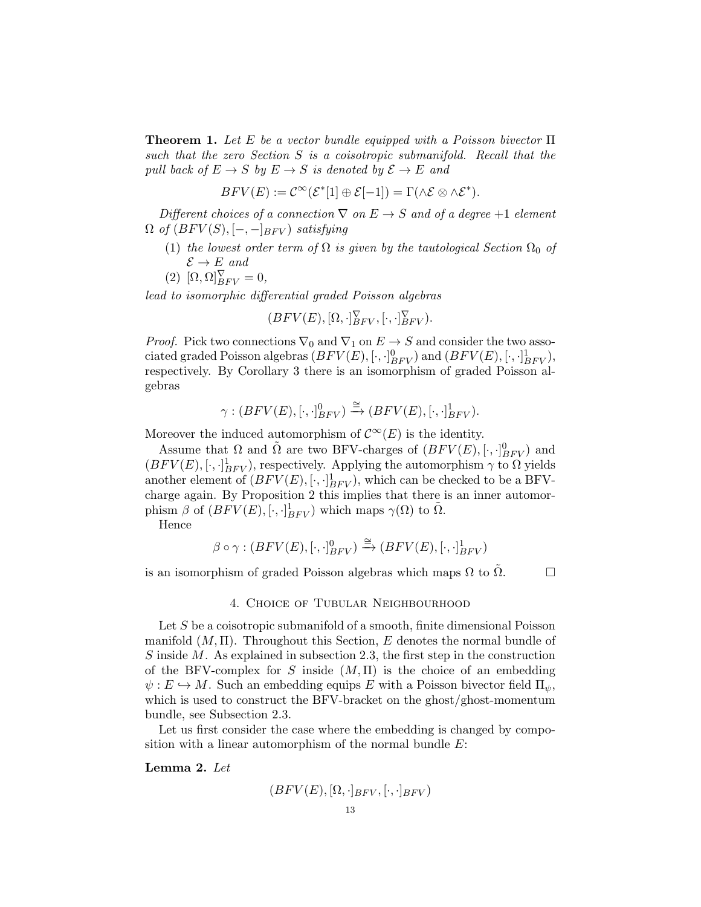**Theorem 1.** *Let $E$ be a vector bundle equipped with a Poisson bivector $\Pi$ such that the zero Section $S$ is a coisotropic submanifold. Recall that the pull back of $E \to S$ by $E \to S$ is denoted by $\mathcal{E} \to E$ and*

$$BFV(E) := \mathcal{C}^\infty(\mathcal{E}^*[1] \oplus \mathcal{E}[-1]) = \Gamma(\wedge\mathcal{E} \otimes \wedge\mathcal{E}^*).$$

*Different choices of a connection $\nabla$ on $E \to S$ and of a degree $+1$ element $\Omega$ of $(BFV(S), [-,-]_{BFV})$ satisfying*

1. *the lowest order term of $\Omega$ is given by the tautological Section $\Omega_0$ of $\mathcal{E} \to E$ and*
2. *$[\Omega, \Omega]^\nabla_{BFV} = 0$,*

*lead to isomorphic differential graded Poisson algebras*

$$(BFV(E), [\Omega, \cdot]^\nabla_{BFV}, [\cdot,\cdot]^\nabla_{BFV}).$$

*Proof.* Pick two connections $\nabla_0$ and $\nabla_1$ on $E \to S$ and consider the two associated graded Poisson algebras $(BFV(E), [\cdot,\cdot]^0_{BFV})$ and $(BFV(E), [\cdot,\cdot]^1_{BFV})$, respectively. By Corollary 3 there is an isomorphism of graded Poisson algebras

$$\gamma : (BFV(E), [\cdot,\cdot]^0_{BFV}) \xrightarrow{\cong} (BFV(E), [\cdot,\cdot]^1_{BFV}).$$

Moreover the induced automorphism of $\mathcal{C}^\infty(E)$ is the identity.

Assume that $\Omega$ and $\tilde{\Omega}$ are two BFV-charges of $(BFV(E), [\cdot,\cdot]^0_{BFV})$ and $(BFV(E), [\cdot,\cdot]^1_{BFV})$, respectively. Applying the automorphism $\gamma$ to $\Omega$ yields another element of $(BFV(E), [\cdot,\cdot]^1_{BFV})$, which can be checked to be a BFV-charge again. By Proposition 2 this implies that there is an inner automorphism $\beta$ of $(BFV(E), [\cdot,\cdot]^1_{BFV})$ which maps $\gamma(\Omega)$ to $\tilde{\Omega}$.

Hence

$$\beta \circ \gamma : (BFV(E), [\cdot,\cdot]^0_{BFV}) \xrightarrow{\cong} (BFV(E), [\cdot,\cdot]^1_{BFV})$$

is an isomorphism of graded Poisson algebras which maps $\Omega$ to $\tilde{\Omega}$. □

## 4. Choice of Tubular Neighbourhood

Let $S$ be a coisotropic submanifold of a smooth, finite dimensional Poisson manifold $(M, \Pi)$. Throughout this Section, $E$ denotes the normal bundle of $S$ inside $M$. As explained in subsection 2.3, the first step in the construction of the BFV-complex for $S$ inside $(M, \Pi)$ is the choice of an embedding $\psi : E \hookrightarrow M$. Such an embedding equips $E$ with a Poisson bivector field $\Pi_\psi$, which is used to construct the BFV-bracket on the ghost/ghost-momentum bundle, see Subsection 2.3.

Let us first consider the case where the embedding is changed by composition with a linear automorphism of the normal bundle $E$:

**Lemma 2.** *Let*

$$(BFV(E), [\Omega, \cdot]_{BFV}, [\cdot,\cdot]_{BFV})$$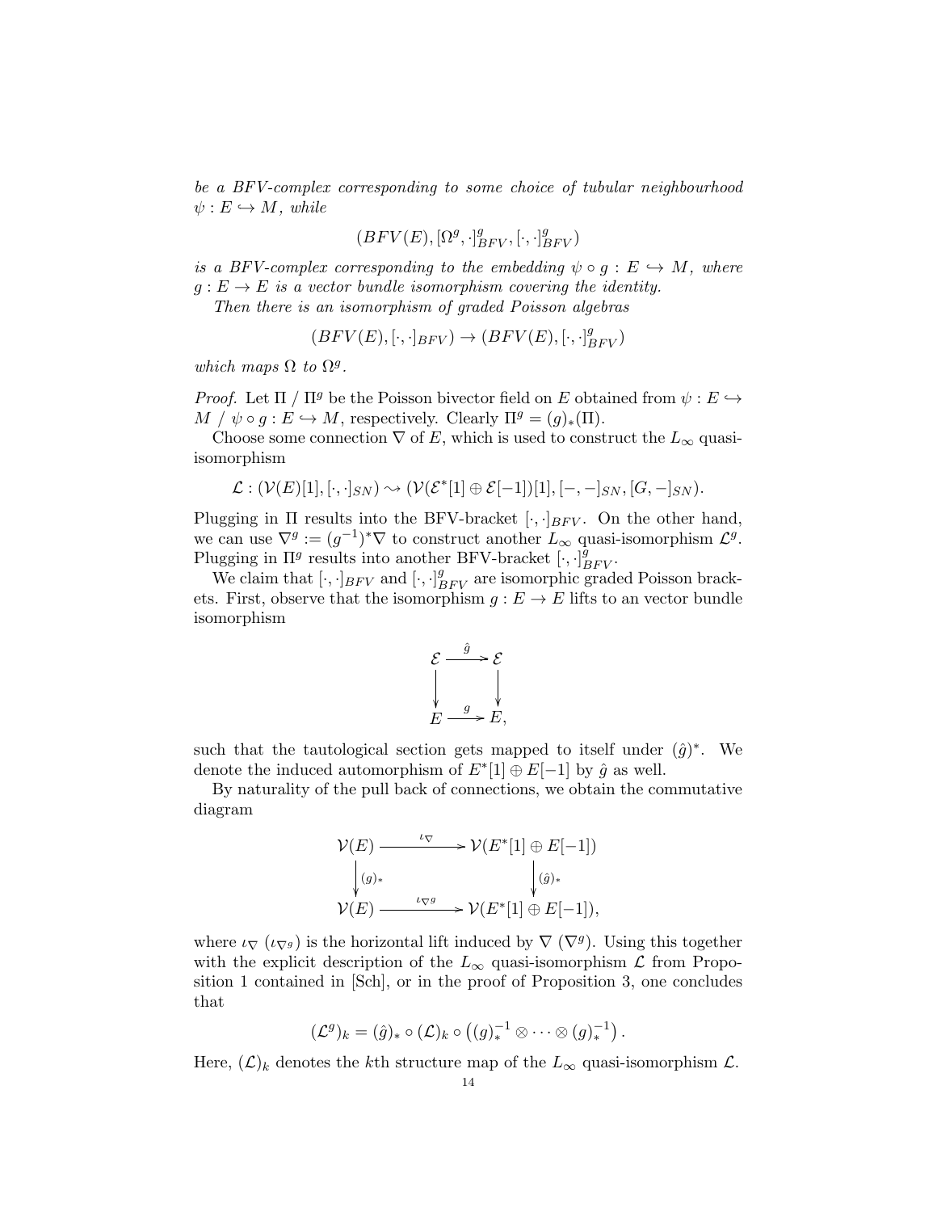*be a BFV-complex corresponding to some choice of tubular neighbourhood $\psi : E \hookrightarrow M$, while*

$$(BFV(E), [\Omega^g, \cdot]^g_{BFV}, [\cdot,\cdot]^g_{BFV})$$

*is a BFV-complex corresponding to the embedding $\psi \circ g : E \hookrightarrow M$, where $g : E \to E$ is a vector bundle isomorphism covering the identity.*

*Then there is an isomorphism of graded Poisson algebras*

$$(BFV(E), [\cdot,\cdot]_{BFV}) \to (BFV(E), [\cdot,\cdot]^g_{BFV})$$

*which maps $\Omega$ to $\Omega^g$.*

*Proof.* Let $\Pi$ / $\Pi^g$ be the Poisson bivector field on $E$ obtained from $\psi : E \hookrightarrow M$ / $\psi \circ g : E \hookrightarrow M$, respectively. Clearly $\Pi^g = (g)_*(\Pi)$.

Choose some connection $\nabla$ of $E$, which is used to construct the $L_\infty$ quasi-isomorphism

$$\mathcal{L} : (\mathcal{V}(E)[1], [\cdot,\cdot]_{SN}) \rightsquigarrow (\mathcal{V}(\mathcal{E}^*[1] \oplus \mathcal{E}[-1])[1], [-,-]_{SN}, [G, -]_{SN}).$$

Plugging in $\Pi$ results into the BFV-bracket $[\cdot,\cdot]_{BFV}$. On the other hand, we can use $\nabla^g := (g^{-1})^*\nabla$ to construct another $L_\infty$ quasi-isomorphism $\mathcal{L}^g$. Plugging in $\Pi^g$ results into another BFV-bracket $[\cdot,\cdot]^g_{BFV}$.

We claim that $[\cdot,\cdot]_{BFV}$ and $[\cdot,\cdot]^g_{BFV}$ are isomorphic graded Poisson brackets. First, observe that the isomorphism $g : E \to E$ lifts to an vector bundle isomorphism

$$\begin{array}{ccc} \mathcal{E} & \xrightarrow{\hat{g}} & \mathcal{E} \\ \downarrow & & \downarrow \\ E & \xrightarrow{g} & E, \end{array}$$

such that the tautological section gets mapped to itself under $(\hat{g})^*$. We denote the induced automorphism of $E^*[1] \oplus E[-1]$ by $\hat{g}$ as well.

By naturality of the pull back of connections, we obtain the commutative diagram

$$\begin{array}{ccc} \mathcal{V}(E) & \xrightarrow{\iota_\nabla} & \mathcal{V}(E^*[1] \oplus E[-1]) \\ \downarrow (g)_* & & \downarrow (\hat{g})_* \\ \mathcal{V}(E) & \xrightarrow{\iota_{\nabla^g}} & \mathcal{V}(E^*[1] \oplus E[-1]), \end{array}$$

where $\iota_\nabla$ ($\iota_{\nabla^g}$) is the horizontal lift induced by $\nabla$ ($\nabla^g$). Using this together with the explicit description of the $L_\infty$ quasi-isomorphism $\mathcal{L}$ from Proposition 1 contained in [Sch], or in the proof of Proposition 3, one concludes that

$$(\mathcal{L}^g)_k = (\hat{g})_* \circ (\mathcal{L})_k \circ \left((g)_*^{-1} \otimes \cdots \otimes (g)_*^{-1}\right).$$

Here, $(\mathcal{L})_k$ denotes the $k$th structure map of the $L_\infty$ quasi-isomorphism $\mathcal{L}$.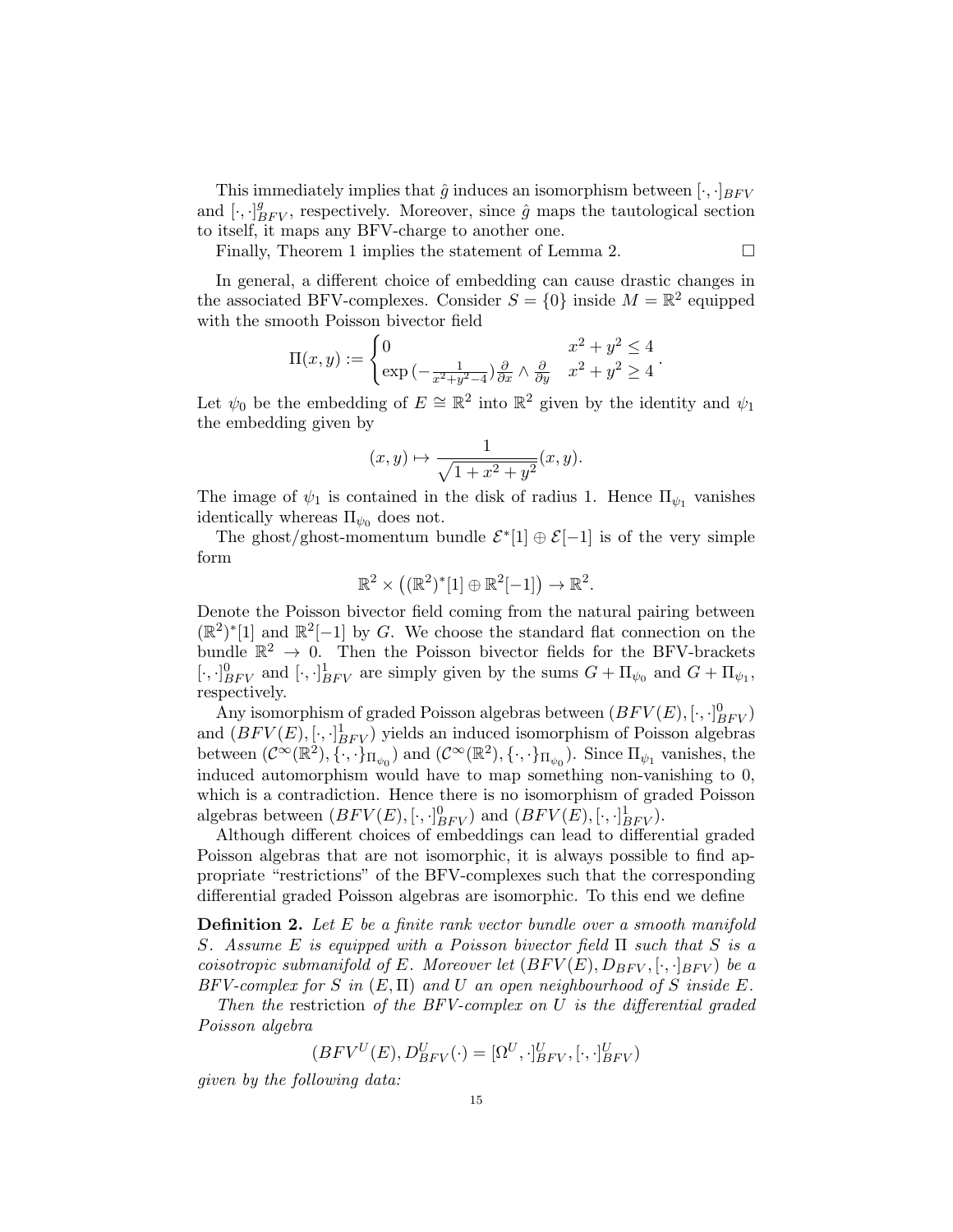This immediately implies that $\hat{g}$ induces an isomorphism between $[\cdot,\cdot]_{BFV}$ and $[\cdot,\cdot]^g_{BFV}$, respectively. Moreover, since $\hat{g}$ maps the tautological section to itself, it maps any BFV-charge to another one.

Finally, Theorem 1 implies the statement of Lemma 2. $\square$

In general, a different choice of embedding can cause drastic changes in the associated BFV-complexes. Consider $S = \{0\}$ inside $M = \mathbb{R}^2$ equipped with the smooth Poisson bivector field

$$\Pi(x,y) := \begin{cases} 0 & x^2+y^2 \leq 4 \\ \exp\left(-\frac{1}{x^2+y^2-4}\right)\frac{\partial}{\partial x}\wedge\frac{\partial}{\partial y} & x^2+y^2 \geq 4 \end{cases}.$$

Let $\psi_0$ be the embedding of $E \cong \mathbb{R}^2$ into $\mathbb{R}^2$ given by the identity and $\psi_1$ the embedding given by

$$(x,y) \mapsto \frac{1}{\sqrt{1+x^2+y^2}}(x,y).$$

The image of $\psi_1$ is contained in the disk of radius 1. Hence $\Pi_{\psi_1}$ vanishes identically whereas $\Pi_{\psi_0}$ does not.

The ghost/ghost-momentum bundle $\mathcal{E}^*[1] \oplus \mathcal{E}[-1]$ is of the very simple form

$$\mathbb{R}^2 \times \left((\mathbb{R}^2)^*[1] \oplus \mathbb{R}^2[-1]\right) \to \mathbb{R}^2.$$

Denote the Poisson bivector field coming from the natural pairing between $(\mathbb{R}^2)^*[1]$ and $\mathbb{R}^2[-1]$ by $G$. We choose the standard flat connection on the bundle $\mathbb{R}^2 \to 0$. Then the Poisson bivector fields for the BFV-brackets $[\cdot,\cdot]^0_{BFV}$ and $[\cdot,\cdot]^1_{BFV}$ are simply given by the sums $G + \Pi_{\psi_0}$ and $G + \Pi_{\psi_1}$, respectively.

Any isomorphism of graded Poisson algebras between $(BFV(E),[\cdot,\cdot]^0_{BFV})$ and $(BFV(E),[\cdot,\cdot]^1_{BFV})$ yields an induced isomorphism of Poisson algebras between $(\mathcal{C}^\infty(\mathbb{R}^2),\{\cdot,\cdot\}_{\Pi_{\psi_0}})$ and $(\mathcal{C}^\infty(\mathbb{R}^2),\{\cdot,\cdot\}_{\Pi_{\psi_0}})$. Since $\Pi_{\psi_1}$ vanishes, the induced automorphism would have to map something non-vanishing to 0, which is a contradiction. Hence there is no isomorphism of graded Poisson algebras between $(BFV(E),[\cdot,\cdot]^0_{BFV})$ and $(BFV(E),[\cdot,\cdot]^1_{BFV})$.

Although different choices of embeddings can lead to differential graded Poisson algebras that are not isomorphic, it is always possible to find appropriate "restrictions" of the BFV-complexes such that the corresponding differential graded Poisson algebras are isomorphic. To this end we define

**Definition 2.** *Let $E$ be a finite rank vector bundle over a smooth manifold $S$. Assume $E$ is equipped with a Poisson bivector field $\Pi$ such that $S$ is a coisotropic submanifold of $E$. Moreover let $(BFV(E), D_{BFV}, [\cdot,\cdot]_{BFV})$ be a BFV-complex for $S$ in $(E,\Pi)$ and $U$ an open neighbourhood of $S$ inside $E$.*

*Then the* restriction *of the BFV-complex on $U$ is the differential graded Poisson algebra*

$$(BFV^U(E), D^U_{BFV}(\cdot) = [\Omega^U,\cdot]^U_{BFV}, [\cdot,\cdot]^U_{BFV})$$

*given by the following data:*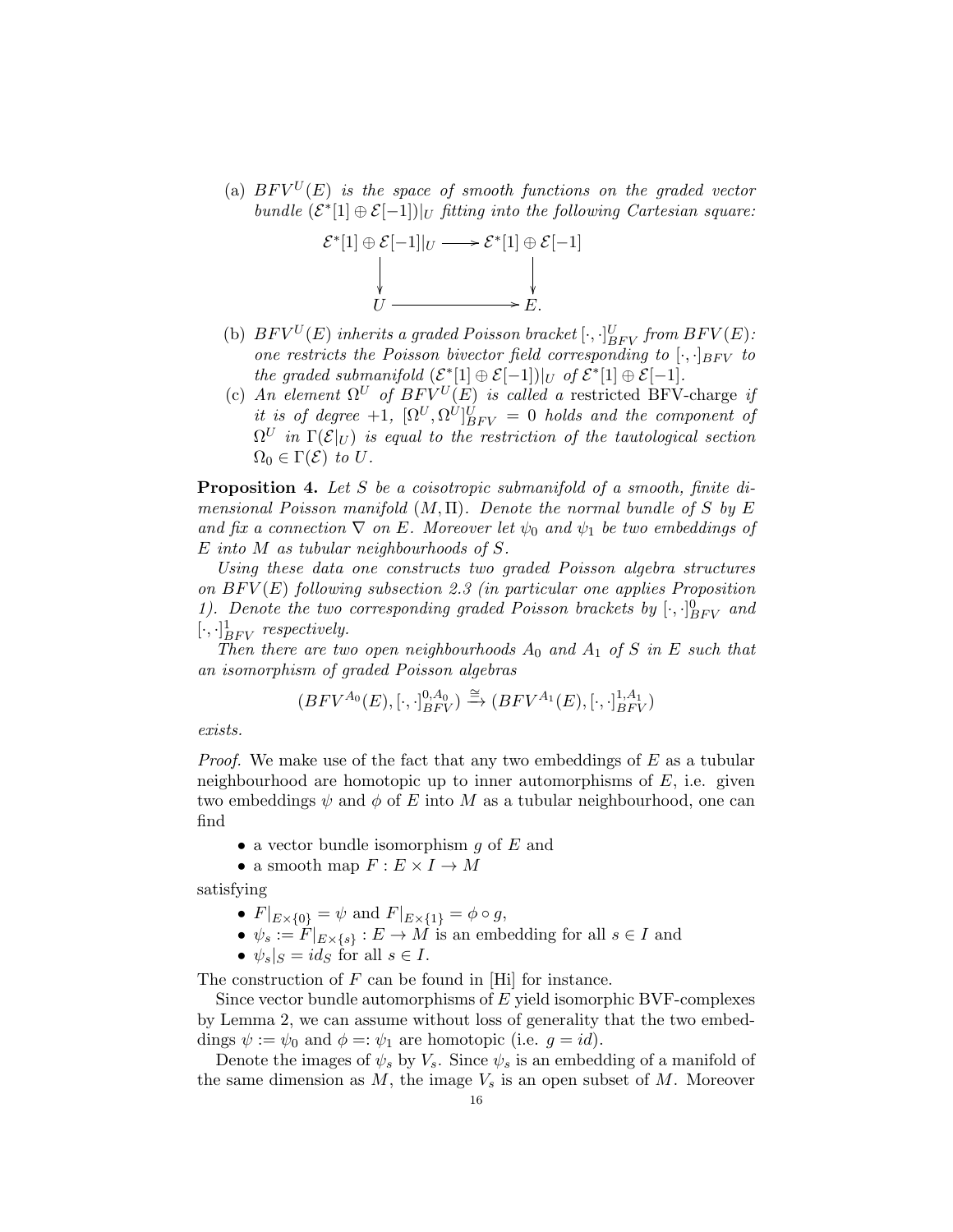(a) *$BFV^U(E)$ is the space of smooth functions on the graded vector bundle $(\mathcal{E}^*[1] \oplus \mathcal{E}[-1])|_U$ fitting into the following Cartesian square:*

$$\begin{array}{ccc} \mathcal{E}^*[1] \oplus \mathcal{E}[-1]|_U & \longrightarrow & \mathcal{E}^*[1] \oplus \mathcal{E}[-1] \\ \downarrow & & \downarrow \\ U & \longrightarrow & E. \end{array}$$

(b) *$BFV^U(E)$ inherits a graded Poisson bracket $[\cdot,\cdot]^U_{BFV}$ from $BFV(E)$: one restricts the Poisson bivector field corresponding to $[\cdot,\cdot]_{BFV}$ to the graded submanifold $(\mathcal{E}^*[1] \oplus \mathcal{E}[-1])|_U$ of $\mathcal{E}^*[1] \oplus \mathcal{E}[-1]$.*

(c) *An element $\Omega^U$ of $BFV^U(E)$ is called a* restricted BFV-charge *if it is of degree $+1$, $[\Omega^U, \Omega^U]^U_{BFV} = 0$ holds and the component of $\Omega^U$ in $\Gamma(\mathcal{E}|_U)$ is equal to the restriction of the tautological section $\Omega_0 \in \Gamma(\mathcal{E})$ to $U$.*

**Proposition 4.** *Let $S$ be a coisotropic submanifold of a smooth, finite dimensional Poisson manifold $(M, \Pi)$. Denote the normal bundle of $S$ by $E$ and fix a connection $\nabla$ on $E$. Moreover let $\psi_0$ and $\psi_1$ be two embeddings of $E$ into $M$ as tubular neighbourhoods of $S$.*

*Using these data one constructs two graded Poisson algebra structures on $BFV(E)$ following subsection 2.3 (in particular one applies Proposition 1). Denote the two corresponding graded Poisson brackets by $[\cdot,\cdot]^0_{BFV}$ and $[\cdot,\cdot]^1_{BFV}$ respectively.*

*Then there are two open neighbourhoods $A_0$ and $A_1$ of $S$ in $E$ such that an isomorphism of graded Poisson algebras*

$$(BFV^{A_0}(E), [\cdot,\cdot]^{0,A_0}_{BFV}) \xrightarrow{\cong} (BFV^{A_1}(E), [\cdot,\cdot]^{1,A_1}_{BFV})$$

*exists.*

*Proof.* We make use of the fact that any two embeddings of $E$ as a tubular neighbourhood are homotopic up to inner automorphisms of $E$, i.e. given two embeddings $\psi$ and $\phi$ of $E$ into $M$ as a tubular neighbourhood, one can find

- a vector bundle isomorphism $g$ of $E$ and
- a smooth map $F : E \times I \to M$

satisfying

- $F|_{E\times\{0\}} = \psi$ and $F|_{E\times\{1\}} = \phi \circ g$,
- $\psi_s := F|_{E\times\{s\}} : E \to M$ is an embedding for all $s \in I$ and
- $\psi_s|_S = id_S$ for all $s \in I$.

The construction of $F$ can be found in [Hi] for instance.

Since vector bundle automorphisms of $E$ yield isomorphic BVF-complexes by Lemma 2, we can assume without loss of generality that the two embeddings $\psi := \psi_0$ and $\phi =: \psi_1$ are homotopic (i.e. $g = id$).

Denote the images of $\psi_s$ by $V_s$. Since $\psi_s$ is an embedding of a manifold of the same dimension as $M$, the image $V_s$ is an open subset of $M$. Moreover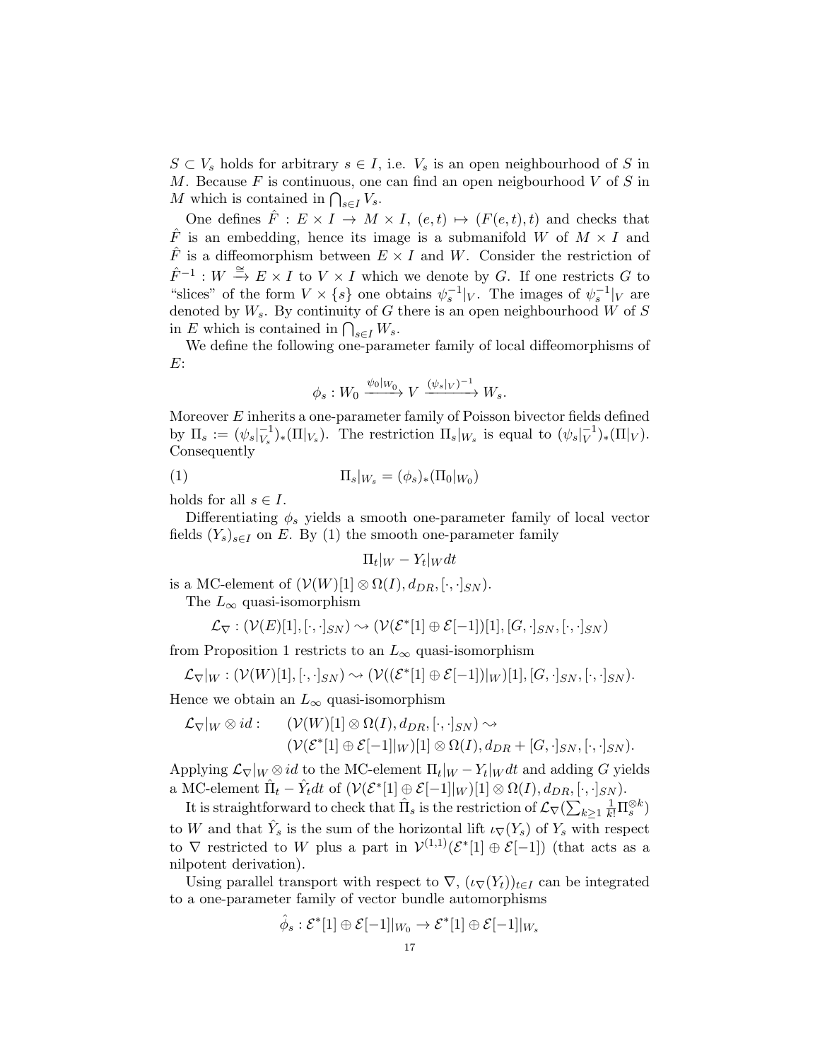$S \subset V_s$ holds for arbitrary $s \in I$, i.e. $V_s$ is an open neighbourhood of $S$ in $M$. Because $F$ is continuous, one can find an open neigbourhood $V$ of $S$ in $M$ which is contained in $\bigcap_{s \in I} V_s$.

One defines $\hat{F} : E \times I \to M \times I$, $(e,t) \mapsto (F(e,t),t)$ and checks that $\hat{F}$ is an embedding, hence its image is a submanifold $W$ of $M \times I$ and $\hat{F}$ is a diffeomorphism between $E \times I$ and $W$. Consider the restriction of $\hat{F}^{-1} : W \xrightarrow{\cong} E \times I$ to $V \times I$ which we denote by $G$. If one restricts $G$ to "slices" of the form $V \times \{s\}$ one obtains $\psi_s^{-1}|_V$. The images of $\psi_s^{-1}|_V$ are denoted by $W_s$. By continuity of $G$ there is an open neighbourhood $W$ of $S$ in $E$ which is contained in $\bigcap_{s \in I} W_s$.

We define the following one-parameter family of local diffeomorphisms of $E$:

$$\phi_s : W_0 \xrightarrow{\psi_0|_{W_0}} V \xrightarrow{(\psi_s|_V)^{-1}} W_s.$$

Moreover $E$ inherits a one-parameter family of Poisson bivector fields defined by $\Pi_s := (\psi_s|_{V_s}^{-1})_*(\Pi|_{V_s})$. The restriction $\Pi_s|_{W_s}$ is equal to $(\psi_s|_V^{-1})_*(\Pi|_V)$. Consequently

$$\Pi_s|_{W_s} = (\phi_s)_*(\Pi_0|_{W_0}) \tag{1}$$

holds for all $s \in I$.

Differentiating $\phi_s$ yields a smooth one-parameter family of local vector fields $(Y_s)_{s \in I}$ on $E$. By (1) the smooth one-parameter family

$$\Pi_t|_W - Y_t|_W dt$$

is a MC-element of $(\mathcal{V}(W)[1] \otimes \Omega(I), d_{DR}, [\cdot,\cdot]_{SN})$.

The $L_\infty$ quasi-isomorphism

$$\mathcal{L}_\nabla : (\mathcal{V}(E)[1], [\cdot,\cdot]_{SN}) \rightsquigarrow (\mathcal{V}(\mathcal{E}^*[1] \oplus \mathcal{E}[-1])[1], [G,\cdot]_{SN}, [\cdot,\cdot]_{SN})$$

from Proposition 1 restricts to an $L_\infty$ quasi-isomorphism

$$\mathcal{L}_\nabla|_W : (\mathcal{V}(W)[1], [\cdot,\cdot]_{SN}) \rightsquigarrow (\mathcal{V}((\mathcal{E}^*[1] \oplus \mathcal{E}[-1])|_W)[1], [G,\cdot]_{SN}, [\cdot,\cdot]_{SN}).$$

Hence we obtain an $L_\infty$ quasi-isomorphism

$$\begin{aligned} \mathcal{L}_\nabla|_W \otimes id : \quad & (\mathcal{V}(W)[1] \otimes \Omega(I), d_{DR}, [\cdot,\cdot]_{SN}) \rightsquigarrow \\ & (\mathcal{V}(\mathcal{E}^*[1] \oplus \mathcal{E}[-1]|_W)[1] \otimes \Omega(I), d_{DR} + [G,\cdot]_{SN}, [\cdot,\cdot]_{SN}). \end{aligned}$$

Applying $\mathcal{L}_\nabla|_W \otimes id$ to the MC-element $\Pi_t|_W - Y_t|_W dt$ and adding $G$ yields a MC-element $\hat{\Pi}_t - \hat{Y}_t dt$ of $(\mathcal{V}(\mathcal{E}^*[1] \oplus \mathcal{E}[-1]|_W)[1] \otimes \Omega(I), d_{DR}, [\cdot,\cdot]_{SN})$.

It is straightforward to check that $\hat{\Pi}_s$ is the restriction of $\mathcal{L}_\nabla(\sum_{k \geq 1} \frac{1}{k!} \Pi_s^{\otimes k})$ to $W$ and that $\hat{Y}_s$ is the sum of the horizontal lift $\iota_\nabla(Y_s)$ of $Y_s$ with respect to $\nabla$ restricted to $W$ plus a part in $\mathcal{V}^{(1,1)}(\mathcal{E}^*[1] \oplus \mathcal{E}[-1])$ (that acts as a nilpotent derivation).

Using parallel transport with respect to $\nabla$, $(\iota_\nabla(Y_t))_{t \in I}$ can be integrated to a one-parameter family of vector bundle automorphisms

$$\hat{\phi}_s : \mathcal{E}^*[1] \oplus \mathcal{E}[-1]|_{W_0} \to \mathcal{E}^*[1] \oplus \mathcal{E}[-1]|_{W_s}$$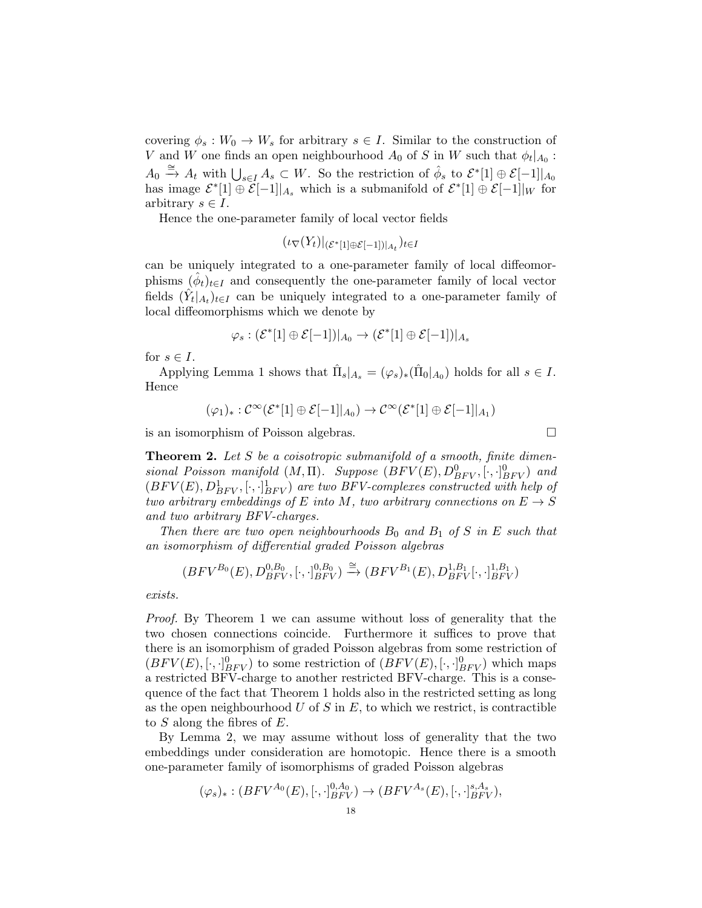covering $\phi_s : W_0 \to W_s$ for arbitrary $s \in I$. Similar to the construction of $V$ and $W$ one finds an open neighbourhood $A_0$ of $S$ in $W$ such that $\phi_t|_{A_0} : A_0 \xrightarrow{\cong} A_t$ with $\bigcup_{s \in I} A_s \subset W$. So the restriction of $\hat{\phi}_s$ to $\mathcal{E}^*[1] \oplus \mathcal{E}[-1]|_{A_0}$ has image $\mathcal{E}^*[1] \oplus \mathcal{E}[-1]|_{A_s}$ which is a submanifold of $\mathcal{E}^*[1] \oplus \mathcal{E}[-1]|_W$ for arbitrary $s \in I$.

Hence the one-parameter family of local vector fields

$$(\iota_\nabla(Y_t)|_{(\mathcal{E}^*[1]\oplus\mathcal{E}[-1])|_{A_t}})_{t \in I}$$

can be uniquely integrated to a one-parameter family of local diffeomorphisms $(\hat{\phi}_t)_{t \in I}$ and consequently the one-parameter family of local vector fields $(\hat{Y}_t|_{A_t})_{t \in I}$ can be uniquely integrated to a one-parameter family of local diffeomorphisms which we denote by

$$\varphi_s : (\mathcal{E}^*[1] \oplus \mathcal{E}[-1])|_{A_0} \to (\mathcal{E}^*[1] \oplus \mathcal{E}[-1])|_{A_s}$$

for $s \in I$.

Applying Lemma 1 shows that $\hat{\Pi}_s|_{A_s} = (\varphi_s)_*(\hat{\Pi}_0|_{A_0})$ holds for all $s \in I$. Hence

$$(\varphi_1)_* : \mathcal{C}^\infty(\mathcal{E}^*[1] \oplus \mathcal{E}[-1]|_{A_0}) \to \mathcal{C}^\infty(\mathcal{E}^*[1] \oplus \mathcal{E}[-1]|_{A_1})$$

is an isomorphism of Poisson algebras. □

**Theorem 2.** *Let $S$ be a coisotropic submanifold of a smooth, finite dimensional Poisson manifold $(M, \Pi)$. Suppose $(BFV(E), D^0_{BFV}, [\cdot,\cdot]^0_{BFV})$ and $(BFV(E), D^1_{BFV}, [\cdot,\cdot]^1_{BFV})$ are two BFV-complexes constructed with help of two arbitrary embeddings of $E$ into $M$, two arbitrary connections on $E \to S$ and two arbitrary BFV-charges.*

*Then there are two open neighbourhoods $B_0$ and $B_1$ of $S$ in $E$ such that an isomorphism of differential graded Poisson algebras*

$$(BFV^{B_0}(E), D^{0,B_0}_{BFV}, [\cdot,\cdot]^{0,B_0}_{BFV}) \xrightarrow{\cong} (BFV^{B_1}(E), D^{1,B_1}_{BFV}[\cdot,\cdot]^{1,B_1}_{BFV})$$

*exists.*

*Proof.* By Theorem 1 we can assume without loss of generality that the two chosen connections coincide. Furthermore it suffices to prove that there is an isomorphism of graded Poisson algebras from some restriction of $(BFV(E), [\cdot,\cdot]^0_{BFV})$ to some restriction of $(BFV(E), [\cdot,\cdot]^0_{BFV})$ which maps a restricted BFV-charge to another restricted BFV-charge. This is a consequence of the fact that Theorem 1 holds also in the restricted setting as long as the open neighbourhood $U$ of $S$ in $E$, to which we restrict, is contractible to $S$ along the fibres of $E$.

By Lemma 2, we may assume without loss of generality that the two embeddings under consideration are homotopic. Hence there is a smooth one-parameter family of isomorphisms of graded Poisson algebras

$$(\varphi_s)_* : (BFV^{A_0}(E), [\cdot,\cdot]^{0,A_0}_{BFV}) \to (BFV^{A_s}(E), [\cdot,\cdot]^{s,A_s}_{BFV}),$$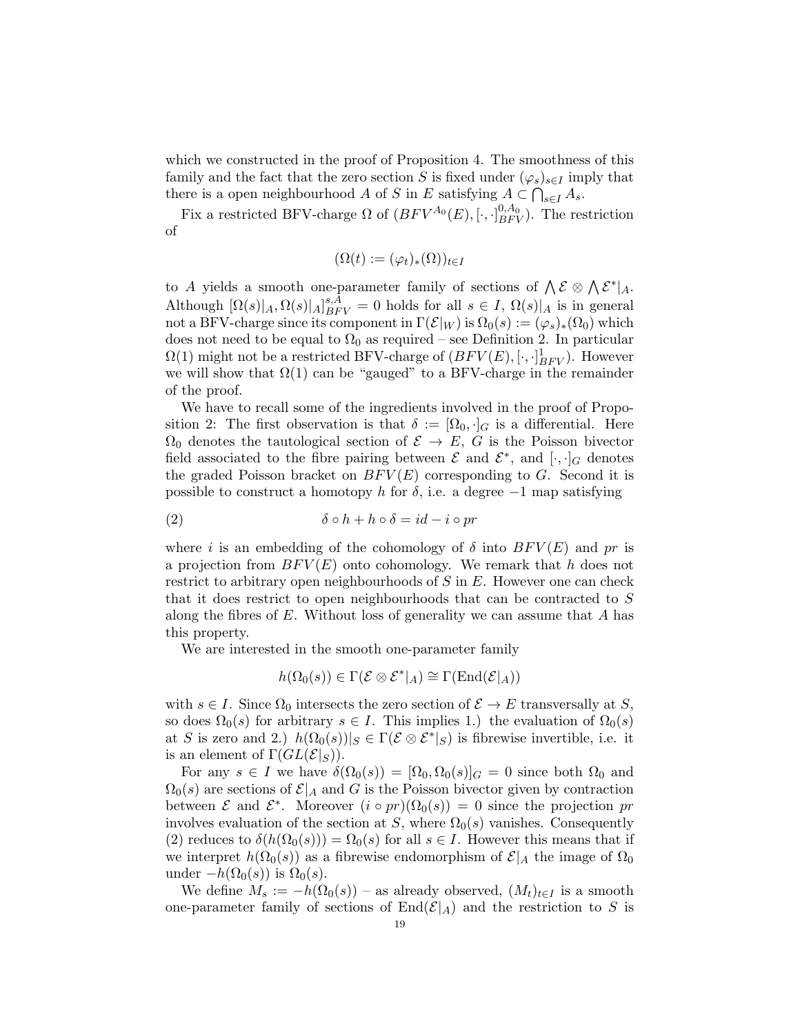which we constructed in the proof of Proposition 4. The smoothness of this family and the fact that the zero section $S$ is fixed under $(\varphi_s)_{s\in I}$ imply that there is a open neighbourhood $A$ of $S$ in $E$ satisfying $A \subset \bigcap_{s\in I} A_s$.

Fix a restricted BFV-charge $\Omega$ of $(BFV^{A_0}(E), [\cdot,\cdot]^{0,A_0}_{BFV})$. The restriction of

$$(\Omega(t) := (\varphi_t)_*(\Omega))_{t\in I}$$

to $A$ yields a smooth one-parameter family of sections of $\bigwedge \mathcal{E} \otimes \bigwedge \mathcal{E}^*|_A$. Although $[\Omega(s)|_A, \Omega(s)|_A]^{s,A}_{BFV} = 0$ holds for all $s \in I$, $\Omega(s)|_A$ is in general not a BFV-charge since its component in $\Gamma(\mathcal{E}|_W)$ is $\Omega_0(s) := (\varphi_s)_*(\Omega_0)$ which does not need to be equal to $\Omega_0$ as required – see Definition 2. In particular $\Omega(1)$ might not be a restricted BFV-charge of $(BFV(E), [\cdot,\cdot]^1_{BFV})$. However we will show that $\Omega(1)$ can be "gauged" to a BFV-charge in the remainder of the proof.

We have to recall some of the ingredients involved in the proof of Proposition 2: The first observation is that $\delta := [\Omega_0, \cdot]_G$ is a differential. Here $\Omega_0$ denotes the tautological section of $\mathcal{E} \to E$, $G$ is the Poisson bivector field associated to the fibre pairing between $\mathcal{E}$ and $\mathcal{E}^*$, and $[\cdot,\cdot]_G$ denotes the graded Poisson bracket on $BFV(E)$ corresponding to $G$. Second it is possible to construct a homotopy $h$ for $\delta$, i.e. a degree $-1$ map satisfying

$$\delta \circ h + h \circ \delta = id - i \circ pr \tag{2}$$

where $i$ is an embedding of the cohomology of $\delta$ into $BFV(E)$ and $pr$ is a projection from $BFV(E)$ onto cohomology. We remark that $h$ does not restrict to arbitrary open neighbourhoods of $S$ in $E$. However one can check that it does restrict to open neighbourhoods that can be contracted to $S$ along the fibres of $E$. Without loss of generality we can assume that $A$ has this property.

We are interested in the smooth one-parameter family

$$h(\Omega_0(s)) \in \Gamma(\mathcal{E} \otimes \mathcal{E}^*|_A) \cong \Gamma(\mathrm{End}(\mathcal{E}|_A))$$

with $s \in I$. Since $\Omega_0$ intersects the zero section of $\mathcal{E} \to E$ transversally at $S$, so does $\Omega_0(s)$ for arbitrary $s \in I$. This implies 1.) the evaluation of $\Omega_0(s)$ at $S$ is zero and 2.) $h(\Omega_0(s))|_S \in \Gamma(\mathcal{E} \otimes \mathcal{E}^*|_S)$ is fibrewise invertible, i.e. it is an element of $\Gamma(GL(\mathcal{E}|_S))$.

For any $s \in I$ we have $\delta(\Omega_0(s)) = [\Omega_0, \Omega_0(s)]_G = 0$ since both $\Omega_0$ and $\Omega_0(s)$ are sections of $\mathcal{E}|_A$ and $G$ is the Poisson bivector given by contraction between $\mathcal{E}$ and $\mathcal{E}^*$. Moreover $(i \circ pr)(\Omega_0(s)) = 0$ since the projection $pr$ involves evaluation of the section at $S$, where $\Omega_0(s)$ vanishes. Consequently (2) reduces to $\delta(h(\Omega_0(s))) = \Omega_0(s)$ for all $s \in I$. However this means that if we interpret $h(\Omega_0(s))$ as a fibrewise endomorphism of $\mathcal{E}|_A$ the image of $\Omega_0$ under $-h(\Omega_0(s))$ is $\Omega_0(s)$.

We define $M_s := -h(\Omega_0(s))$ – as already observed, $(M_t)_{t\in I}$ is a smooth one-parameter family of sections of $\mathrm{End}(\mathcal{E}|_A)$ and the restriction to $S$ is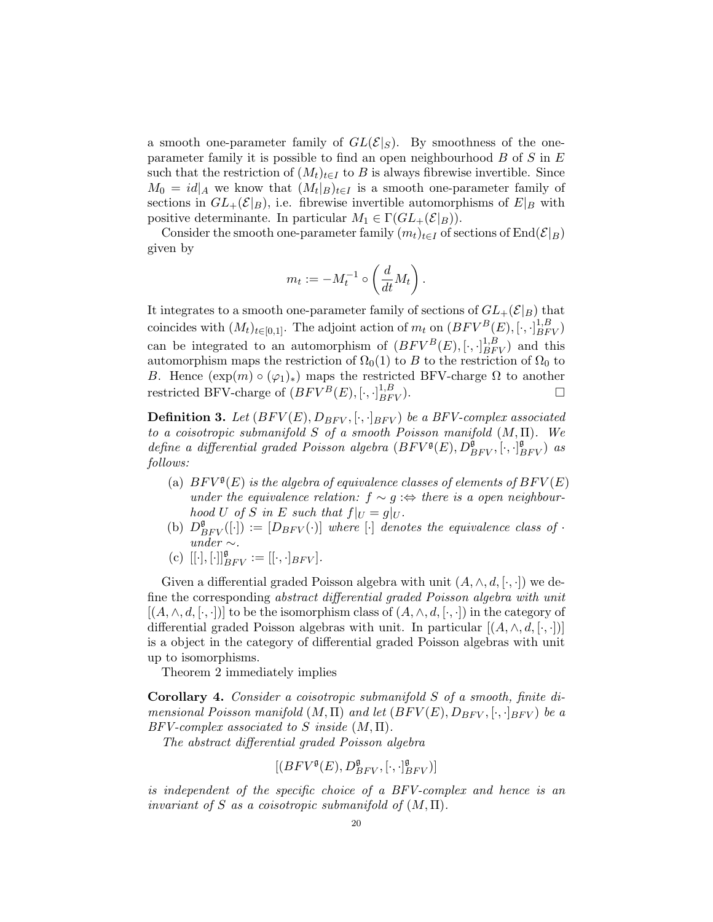a smooth one-parameter family of $GL(\mathcal{E}|_S)$. By smoothness of the one-parameter family it is possible to find an open neighbourhood $B$ of $S$ in $E$ such that the restriction of $(M_t)_{t\in I}$ to $B$ is always fibrewise invertible. Since $M_0 = id|_A$ we know that $(M_t|_B)_{t\in I}$ is a smooth one-parameter family of sections in $GL_+(\mathcal{E}|_B)$, i.e. fibrewise invertible automorphisms of $E|_B$ with positive determinante. In particular $M_1 \in \Gamma(GL_+(\mathcal{E}|_B))$.

Consider the smooth one-parameter family $(m_t)_{t\in I}$ of sections of $\mathrm{End}(\mathcal{E}|_B)$ given by

$$m_t := -M_t^{-1} \circ \left( \frac{d}{dt} M_t \right).$$

It integrates to a smooth one-parameter family of sections of $GL_+(\mathcal{E}|_B)$ that coincides with $(M_t)_{t\in[0,1]}$. The adjoint action of $m_t$ on $(BFV^B(E), [\cdot,\cdot]^{1,B}_{BFV})$ can be integrated to an automorphism of $(BFV^B(E), [\cdot,\cdot]^{1,B}_{BFV})$ and this automorphism maps the restriction of $\Omega_0(1)$ to $B$ to the restriction of $\Omega_0$ to $B$. Hence $(\exp(m) \circ (\varphi_1)_*)$ maps the restricted BFV-charge $\Omega$ to another restricted BFV-charge of $(BFV^B(E), [\cdot,\cdot]^{1,B}_{BFV})$. □

**Definition 3.** *Let $(BFV(E), D_{BFV}, [\cdot,\cdot]_{BFV})$ be a BFV-complex associated to a coisotropic submanifold $S$ of a smooth Poisson manifold $(M, \Pi)$. We define a differential graded Poisson algebra $(BFV^{\mathfrak{g}}(E), D^{\mathfrak{g}}_{BFV}, [\cdot,\cdot]^{\mathfrak{g}}_{BFV})$ as follows:*

- (a) *$BFV^{\mathfrak{g}}(E)$ is the algebra of equivalence classes of elements of $BFV(E)$ under the equivalence relation: $f \sim g :\Leftrightarrow$ there is a open neighbourhood $U$ of $S$ in $E$ such that $f|_U = g|_U$.*
- (b) *$D^{\mathfrak{g}}_{BFV}([\cdot]) := [D_{BFV}(\cdot)]$ where $[\cdot]$ denotes the equivalence class of $\cdot$ under $\sim$.*
- (c) *$[[\cdot],[\cdot]]^{\mathfrak{g}}_{BFV} := [[\cdot,\cdot]_{BFV}]$.*

Given a differential graded Poisson algebra with unit $(A, \wedge, d, [\cdot,\cdot])$ we define the corresponding *abstract differential graded Poisson algebra with unit* $[(A, \wedge, d, [\cdot,\cdot])]$ to be the isomorphism class of $(A, \wedge, d, [\cdot,\cdot])$ in the category of differential graded Poisson algebras with unit. In particular $[(A, \wedge, d, [\cdot,\cdot])]$ is a object in the category of differential graded Poisson algebras with unit up to isomorphisms.

Theorem 2 immediately implies

**Corollary 4.** *Consider a coisotropic submanifold $S$ of a smooth, finite dimensional Poisson manifold $(M, \Pi)$ and let $(BFV(E), D_{BFV}, [\cdot,\cdot]_{BFV})$ be a BFV-complex associated to $S$ inside $(M, \Pi)$.*

*The abstract differential graded Poisson algebra*

$$[(BFV^{\mathfrak{g}}(E), D^{\mathfrak{g}}_{BFV}, [\cdot,\cdot]^{\mathfrak{g}}_{BFV})]$$

*is independent of the specific choice of a BFV-complex and hence is an invariant of $S$ as a coisotropic submanifold of $(M, \Pi)$.*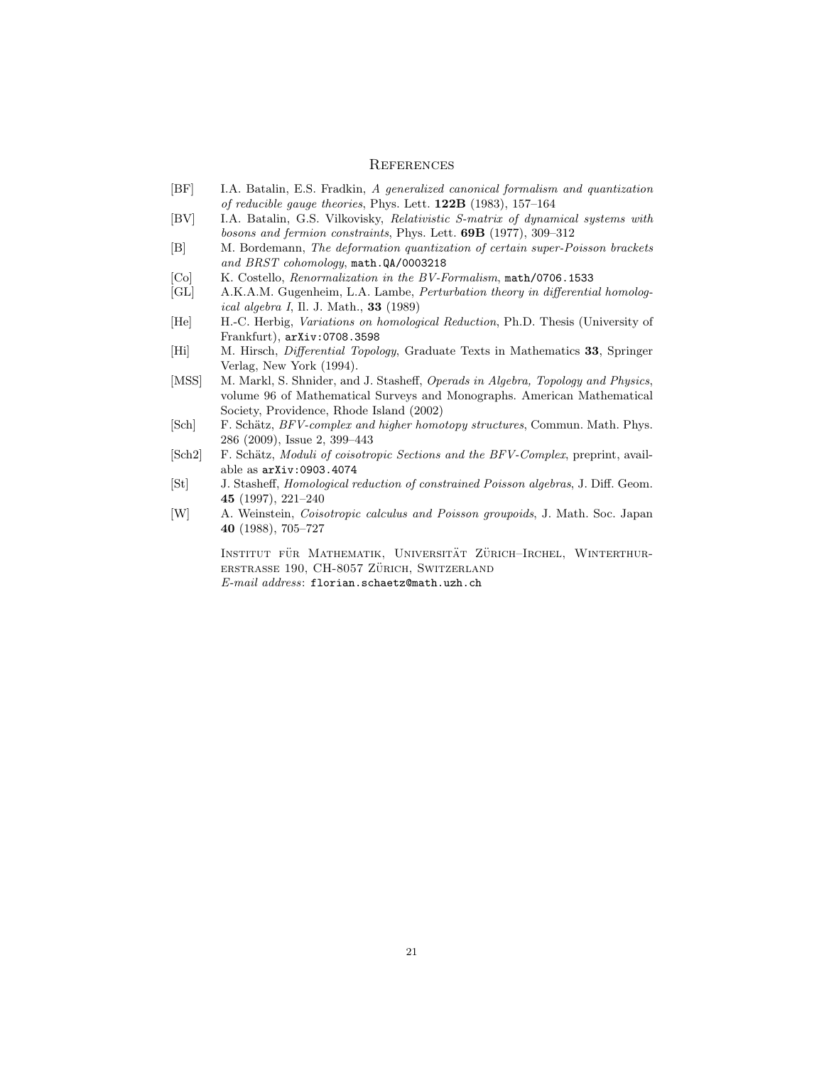## References

- [BF] I.A. Batalin, E.S. Fradkin, *A generalized canonical formalism and quantization of reducible gauge theories*, Phys. Lett. **122B** (1983), 157–164
- [BV] I.A. Batalin, G.S. Vilkovisky, *Relativistic S-matrix of dynamical systems with bosons and fermion constraints*, Phys. Lett. **69B** (1977), 309–312
- [B] M. Bordemann, *The deformation quantization of certain super-Poisson brackets and BRST cohomology*, `math.QA/0003218`
- [Co] K. Costello, *Renormalization in the BV-Formalism*, `math/0706.1533`
- [GL] A.K.A.M. Gugenheim, L.A. Lambe, *Perturbation theory in differential homological algebra I*, Il. J. Math., **33** (1989)
- [He] H.-C. Herbig, *Variations on homological Reduction*, Ph.D. Thesis (University of Frankfurt), `arXiv:0708.3598`
- [Hi] M. Hirsch, *Differential Topology*, Graduate Texts in Mathematics **33**, Springer Verlag, New York (1994).
- [MSS] M. Markl, S. Shnider, and J. Stasheff, *Operads in Algebra, Topology and Physics*, volume 96 of Mathematical Surveys and Monographs. American Mathematical Society, Providence, Rhode Island (2002)
- [Sch] F. Schätz, *BFV-complex and higher homotopy structures*, Commun. Math. Phys. 286 (2009), Issue 2, 399–443
- [Sch2] F. Schätz, *Moduli of coisotropic Sections and the BFV-Complex*, preprint, available as `arXiv:0903.4074`
- [St] J. Stasheff, *Homological reduction of constrained Poisson algebras*, J. Diff. Geom. **45** (1997), 221–240
- [W] A. Weinstein, *Coisotropic calculus and Poisson groupoids*, J. Math. Soc. Japan **40** (1988), 705–727

Institut für Mathematik, Universität Zürich–Irchel, Winterthurerstrasse 190, CH-8057 Zürich, Switzerland
*E-mail address*: `florian.schaetz@math.uzh.ch`